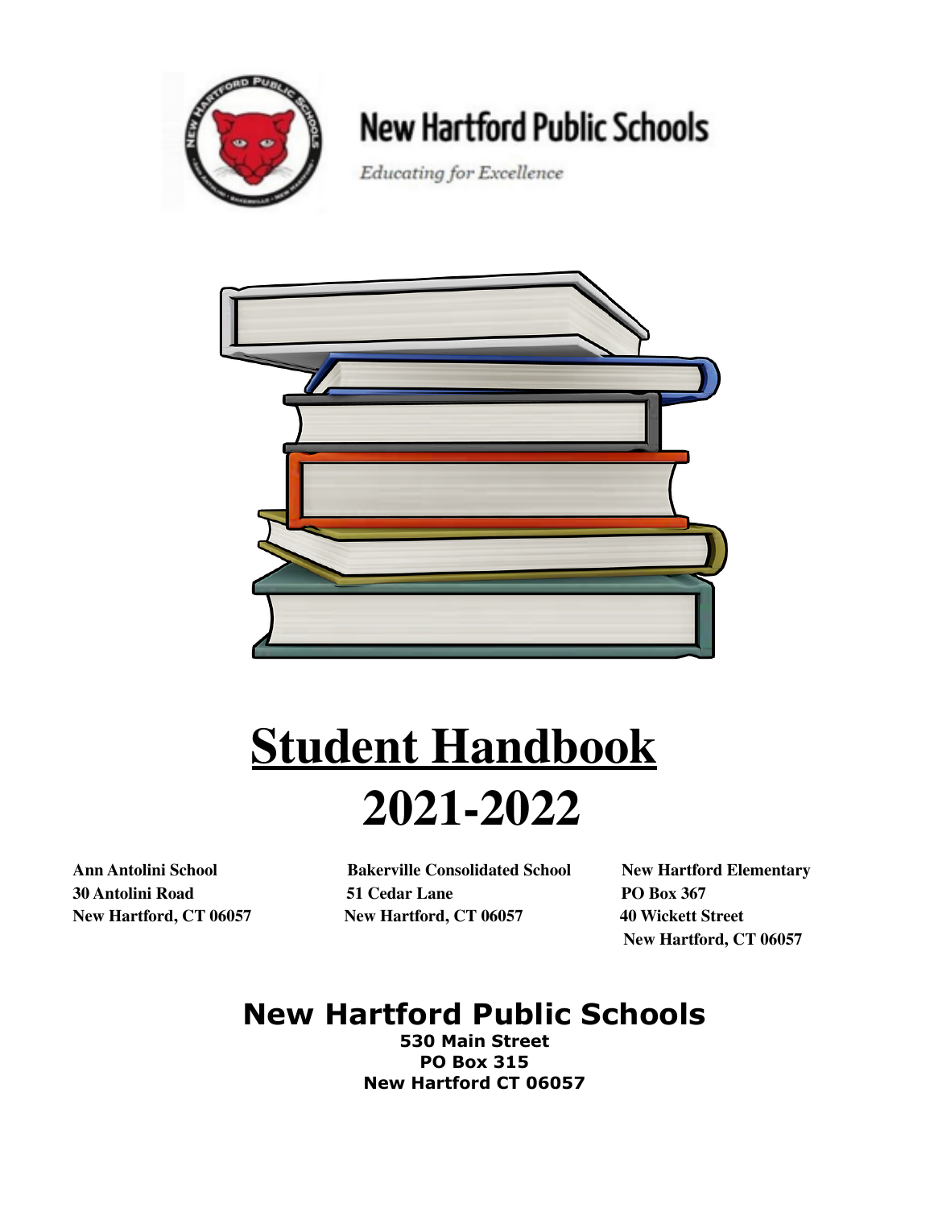# New Hartford Public Schools

*Educating for Excellence*

# Student Handbook
# 2021-2022

**Ann Antolini School**
**30 Antolini Road**
**New Hartford, CT 06057**

**Bakerville Consolidated School**
**51 Cedar Lane**
**New Hartford, CT 06057**

**New Hartford Elementary**
**PO Box 367**
**40 Wickett Street**
**New Hartford, CT 06057**

## New Hartford Public Schools

**530 Main Street**
**PO Box 315**
**New Hartford CT 06057**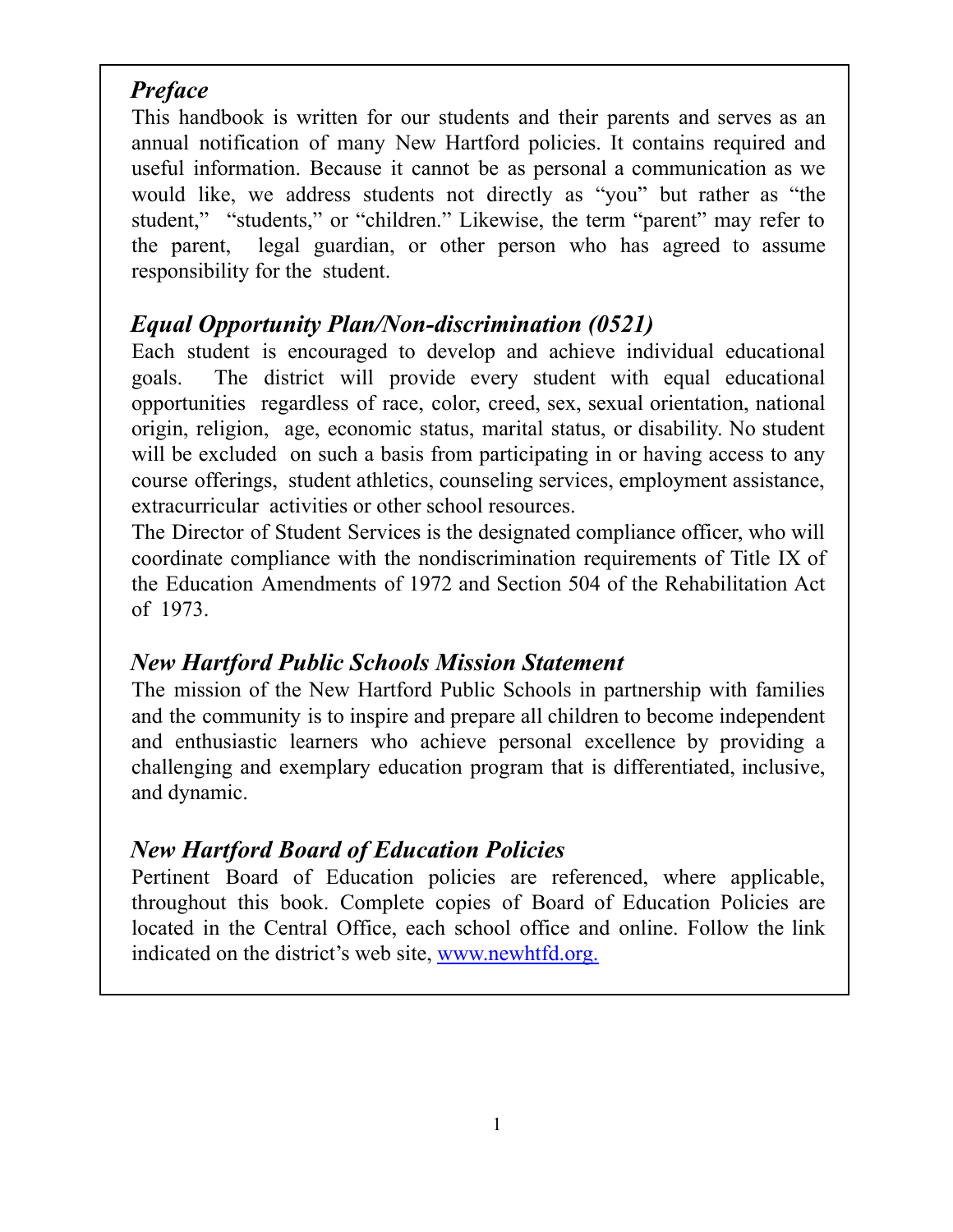## *Preface*

This handbook is written for our students and their parents and serves as an annual notification of many New Hartford policies. It contains required and useful information. Because it cannot be as personal a communication as we would like, we address students not directly as "you" but rather as "the student," "students," or "children." Likewise, the term "parent" may refer to the parent, legal guardian, or other person who has agreed to assume responsibility for the student.

## *Equal Opportunity Plan/Non-discrimination (0521)*

Each student is encouraged to develop and achieve individual educational goals. The district will provide every student with equal educational opportunities regardless of race, color, creed, sex, sexual orientation, national origin, religion, age, economic status, marital status, or disability. No student will be excluded on such a basis from participating in or having access to any course offerings, student athletics, counseling services, employment assistance, extracurricular activities or other school resources.

The Director of Student Services is the designated compliance officer, who will coordinate compliance with the nondiscrimination requirements of Title IX of the Education Amendments of 1972 and Section 504 of the Rehabilitation Act of 1973.

## *New Hartford Public Schools Mission Statement*

The mission of the New Hartford Public Schools in partnership with families and the community is to inspire and prepare all children to become independent and enthusiastic learners who achieve personal excellence by providing a challenging and exemplary education program that is differentiated, inclusive, and dynamic.

## *New Hartford Board of Education Policies*

Pertinent Board of Education policies are referenced, where applicable, throughout this book. Complete copies of Board of Education Policies are located in the Central Office, each school office and online. Follow the link indicated on the district's web site, [www.newhtfd.org.](http://www.newhtfd.org)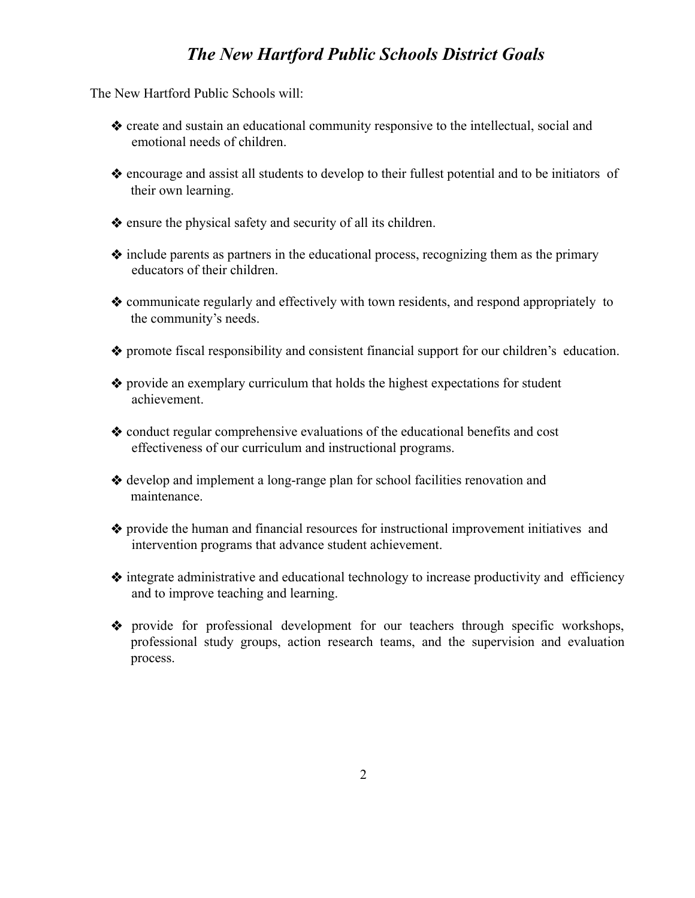# *The New Hartford Public Schools District Goals*

The New Hartford Public Schools will:

- create and sustain an educational community responsive to the intellectual, social and emotional needs of children.
- encourage and assist all students to develop to their fullest potential and to be initiators of their own learning.
- ensure the physical safety and security of all its children.
- include parents as partners in the educational process, recognizing them as the primary educators of their children.
- communicate regularly and effectively with town residents, and respond appropriately to the community's needs.
- promote fiscal responsibility and consistent financial support for our children's education.
- provide an exemplary curriculum that holds the highest expectations for student achievement.
- conduct regular comprehensive evaluations of the educational benefits and cost effectiveness of our curriculum and instructional programs.
- develop and implement a long-range plan for school facilities renovation and maintenance.
- provide the human and financial resources for instructional improvement initiatives and intervention programs that advance student achievement.
- integrate administrative and educational technology to increase productivity and efficiency and to improve teaching and learning.
- provide for professional development for our teachers through specific workshops, professional study groups, action research teams, and the supervision and evaluation process.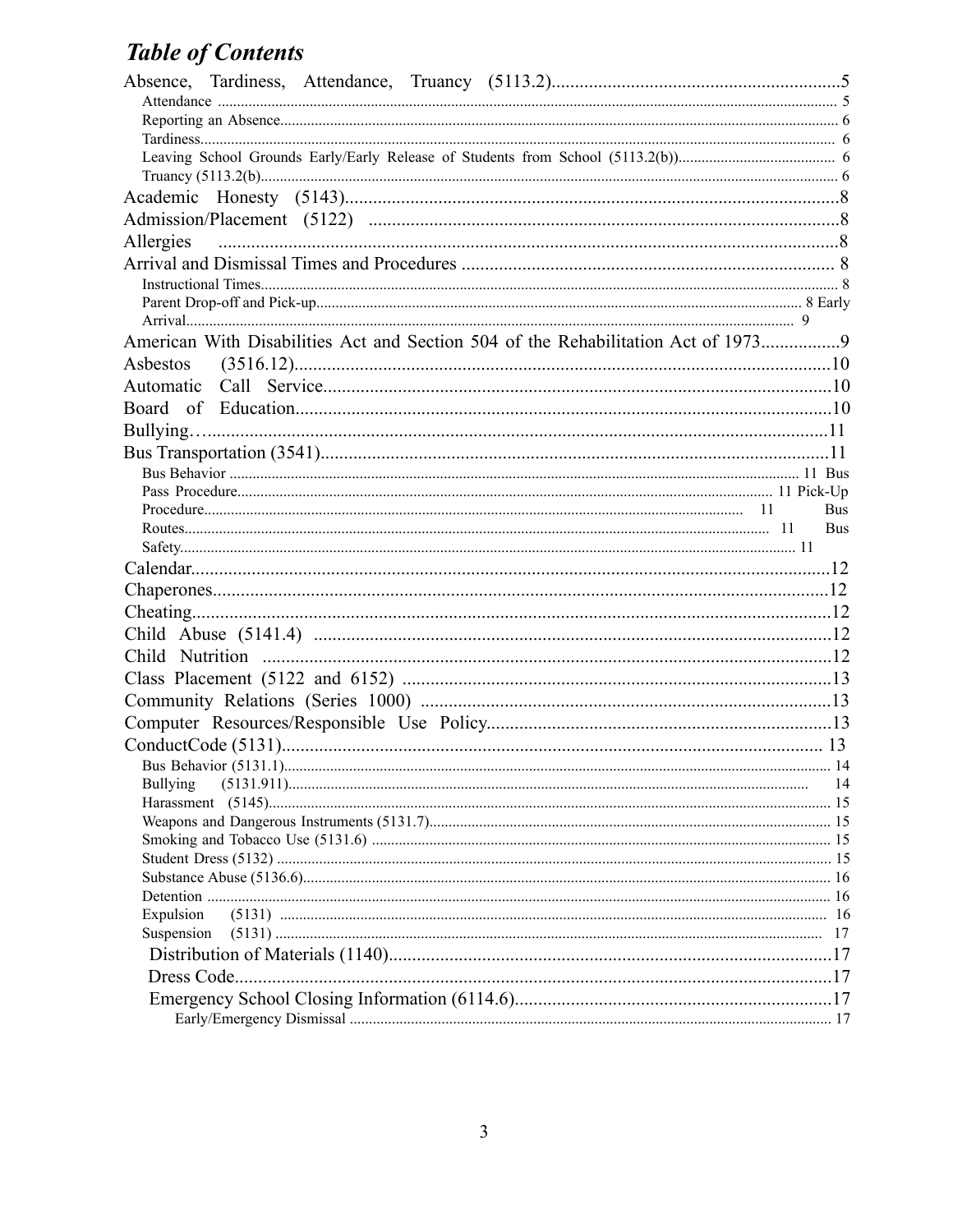# *Table of Contents*

Absence, Tardiness, Attendance, Truancy (5113.2)..............................................................5

- Attendance ..................................................................................................................................................... 5
- Reporting an Absence...................................................................................................................................... 6
- Tardiness......................................................................................................................................................... 6
- Leaving School Grounds Early/Early Release of Students from School (5113.2(b))......................................... 6
- Truancy (5113.2(b)........................................................................................................................................... 6

Academic Honesty (5143)..........................................................................................................8

Admission/Placement (5122) ....................................................................................................8

Allergies ......................................................................................................................................8

Arrival and Dismissal Times and Procedures ................................................................................ 8

- Instructional Times............................................................................................................................................ 8
- Parent Drop-off and Pick-up............................................................................................................................. 8 Early
- Arrival.............................................................................................................................................................. 9

American With Disabilities Act and Section 504 of the Rehabilitation Act of 1973.................9

Asbestos (3516.12)....................................................................................................................10

Automatic Call Service.............................................................................................................10

Board of Education...................................................................................................................10

Bullying…....................................................................................................................................11

Bus Transportation (3541).............................................................................................................11

- Bus Behavior ................................................................................................................................................... 11 Bus
- Pass Procedure............................................................................................................................................... 11 Pick-Up
- Procedure.................................................................................................................................... 11 Bus
- Routes............................................................................................................................................................ 11 Bus
- Safety............................................................................................................................................................. 11

Calendar.........................................................................................................................................12

Chaperones....................................................................................................................................12

Cheating.........................................................................................................................................12

Child Abuse (5141.4) ...............................................................................................................12

Child Nutrition ..........................................................................................................................12

Class Placement (5122 and 6152) ............................................................................................13

Community Relations (Series 1000) ........................................................................................13

Computer Resources/Responsible Use Policy.........................................................................13

ConductCode (5131)................................................................................................................... 13

- Bus Behavior (5131.1)..................................................................................................................................... 14
- Bullying (5131.911).......................................................................................................................................... 14
- Harassment (5145)........................................................................................................................................... 15
- Weapons and Dangerous Instruments (5131.7)................................................................................................ 15
- Smoking and Tobacco Use (5131.6) ................................................................................................................ 15
- Student Dress (5132) ........................................................................................................................................ 15
- Substance Abuse (5136.6)................................................................................................................................. 16
- Detention ......................................................................................................................................................... 16
- Expulsion (5131) ............................................................................................................................................. 16
- Suspension (5131) ........................................................................................................................................... 17

Distribution of Materials (1140)...............................................................................................17

Dress Code...............................................................................................................................17

Emergency School Closing Information (6114.6)....................................................................17

- Early/Emergency Dismissal ............................................................................................................................. 17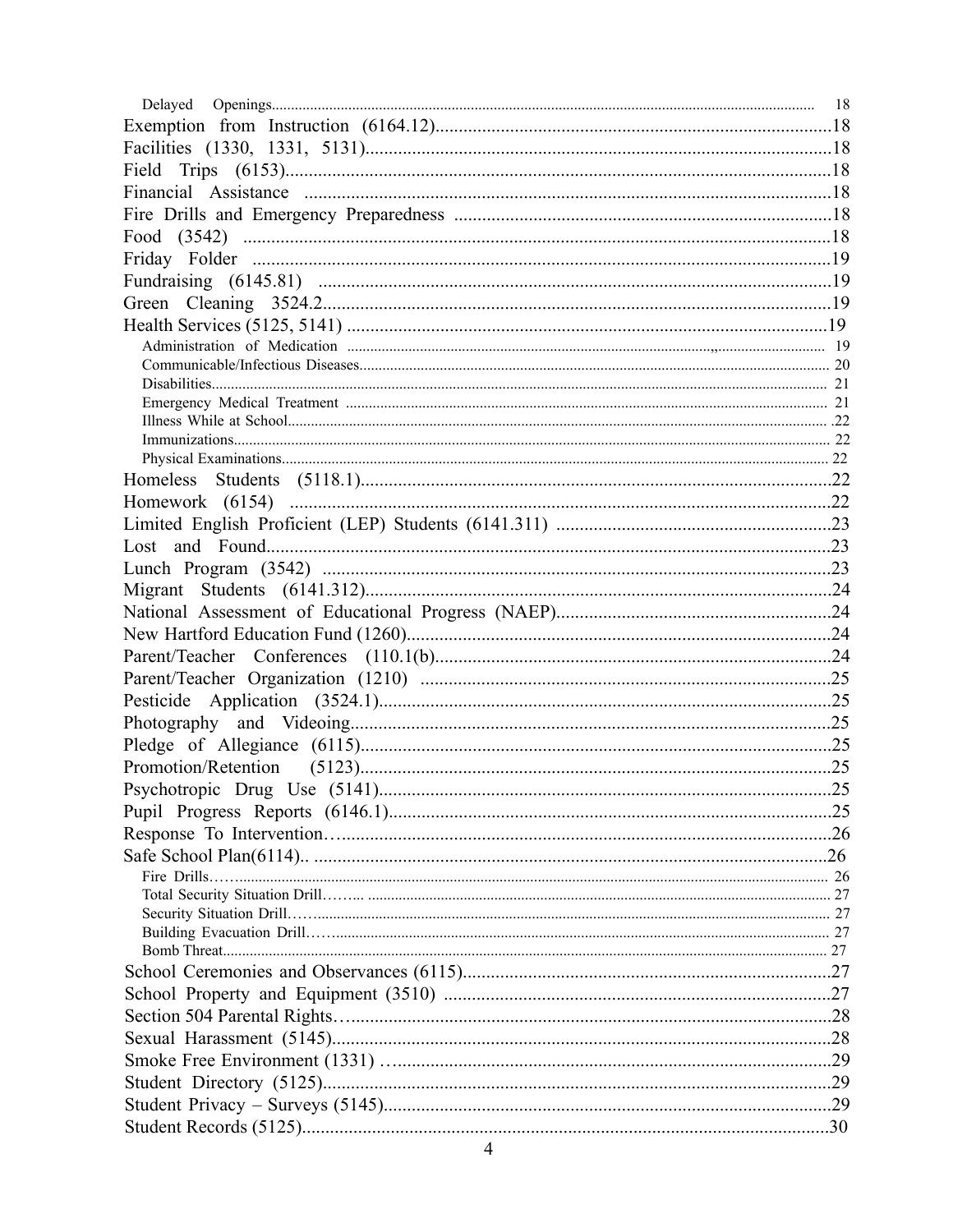Delayed Openings.......................................................................................................................... 18
Exemption from Instruction (6164.12)......................................................................................18
Facilities (1330, 1331, 5131)......................................................................................................18
Field Trips (6153).......................................................................................................................18
Financial Assistance ..................................................................................................................18
Fire Drills and Emergency Preparedness ..................................................................................18
Food (3542) ...............................................................................................................................18
Friday Folder ..............................................................................................................................19
Fundraising (6145.81) ................................................................................................................19
Green Cleaning 3524.2...............................................................................................................19
Health Services (5125, 5141) ......................................................................................................19
Administration of Medication .......................................................................................................... 19
Communicable/Infectious Diseases...................................................................................................... 20
Disabilities........................................................................................................................................... 21
Emergency Medical Treatment ............................................................................................................ 21
Illness While at School........................................................................................................................ .22
Immunizations....................................................................................................................................... 22
Physical Examinations.......................................................................................................................... 22
Homeless Students (5118.1)......................................................................................................22
Homework (6154) ......................................................................................................................22
Limited English Proficient (LEP) Students (6141.311) ............................................................23
Lost and Found............................................................................................................................23
Lunch Program (3542) ...............................................................................................................23
Migrant Students (6141.312)......................................................................................................24
National Assessment of Educational Progress (NAEP)............................................................24
New Hartford Education Fund (1260)........................................................................................24
Parent/Teacher Conferences (110.1(b).......................................................................................24
Parent/Teacher Organization (1210) .........................................................................................25
Pesticide Application (3524.1)...................................................................................................25
Photography and Videoing..........................................................................................................25
Pledge of Allegiance (6115)........................................................................................................25
Promotion/Retention (5123)........................................................................................................25
Psychotropic Drug Use (5141)....................................................................................................25
Pupil Progress Reports (6146.1)..................................................................................................25
Response To Intervention….......................................................................................................26
Safe School Plan(6114).. ...........................................................................................................26
Fire Drills…........................................................................................................................................ 26
Total Security Situation Drill…….. ...................................................................................................... 27
Security Situation Drill….................................................................................................................... 27
Building Evacuation Drill…................................................................................................................. 27
Bomb Threat......................................................................................................................................... 27
School Ceremonies and Observances (6115)..............................................................................27
School Property and Equipment (3510) ....................................................................................27
Section 504 Parental Rights….....................................................................................................28
Sexual Harassment (5145)...........................................................................................................28
Smoke Free Environment (1331) …............................................................................................29
Student Directory (5125).............................................................................................................29
Student Privacy – Surveys (5145)................................................................................................29
Student Records (5125)................................................................................................................30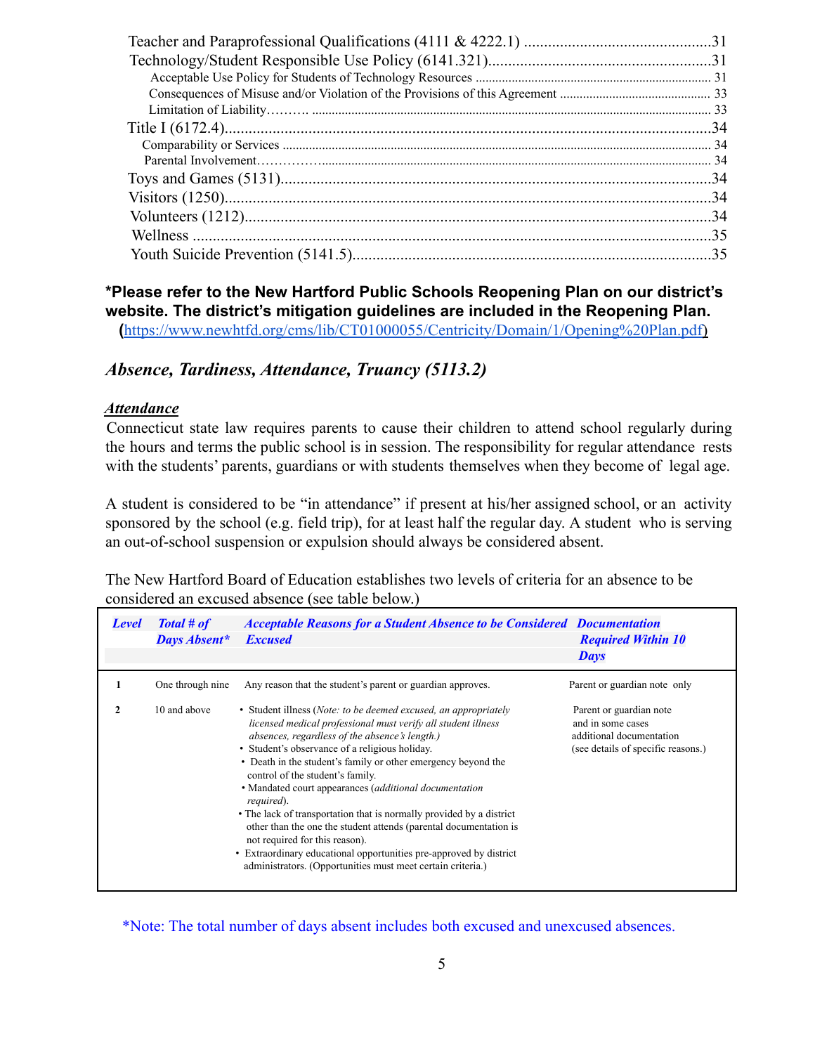Teacher and Paraprofessional Qualifications (4111 & 4222.1) ....................................................31
Technology/Student Responsible Use Policy (6141.321)..........................................................31
Acceptable Use Policy for Students of Technology Resources ........................................................................ 31
Consequences of Misuse and/or Violation of the Provisions of this Agreement ............................................. 33
Limitation of Liability………. ......................................................................................................................... 33
Title I (6172.4)...........................................................................................................................34
Comparability or Services ................................................................................................................................... 34
Parental Involvement………….......................................................................................................................... 34
Toys and Games (5131)............................................................................................................34
Visitors (1250)...........................................................................................................................34
Volunteers (1212)......................................................................................................................34
Wellness ....................................................................................................................................35
Youth Suicide Prevention (5141.5)...........................................................................................35

**\*Please refer to the New Hartford Public Schools Reopening Plan on our district's website. The district's mitigation guidelines are included in the Reopening Plan.** (https://www.newhtfd.org/cms/lib/CT01000055/Centricity/Domain/1/Opening%20Plan.pdf)

## *Absence, Tardiness, Attendance, Truancy (5113.2)*

### ***Attendance***

Connecticut state law requires parents to cause their children to attend school regularly during the hours and terms the public school is in session. The responsibility for regular attendance rests with the students' parents, guardians or with students themselves when they become of legal age.

A student is considered to be "in attendance" if present at his/her assigned school, or an activity sponsored by the school (e.g. field trip), for at least half the regular day. A student who is serving an out-of-school suspension or expulsion should always be considered absent.

The New Hartford Board of Education establishes two levels of criteria for an absence to be considered an excused absence (see table below.)

| *Level* | *Total # of Days Absent\** | *Acceptable Reasons for a Student Absence to be Considered Excused* | *Documentation Required Within 10 Days* |
|---|---|---|---|
| 1 | One through nine | Any reason that the student's parent or guardian approves. | Parent or guardian note only |
| 2 | 10 and above | • Student illness (*Note: to be deemed excused, an appropriately licensed medical professional must verify all student illness absences, regardless of the absence's length.*)<br>• Student's observance of a religious holiday.<br>• Death in the student's family or other emergency beyond the control of the student's family.<br>• Mandated court appearances (*additional documentation required*).<br>• The lack of transportation that is normally provided by a district other than the one the student attends (parental documentation is not required for this reason).<br>• Extraordinary educational opportunities pre-approved by district administrators. (Opportunities must meet certain criteria.) | Parent or guardian note and in some cases additional documentation (see details of specific reasons.) |

\*Note: The total number of days absent includes both excused and unexcused absences.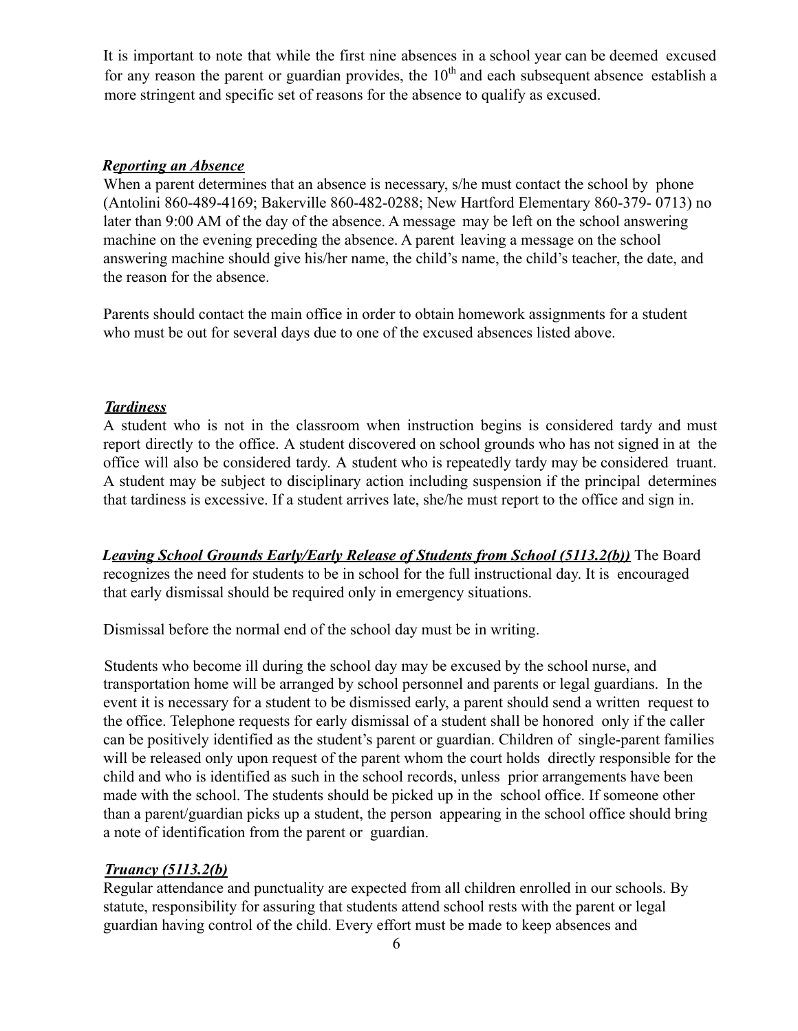It is important to note that while the first nine absences in a school year can be deemed excused for any reason the parent or guardian provides, the 10th and each subsequent absence establish a more stringent and specific set of reasons for the absence to qualify as excused.

***Reporting an Absence***

When a parent determines that an absence is necessary, s/he must contact the school by phone (Antolini 860-489-4169; Bakerville 860-482-0288; New Hartford Elementary 860-379- 0713) no later than 9:00 AM of the day of the absence. A message may be left on the school answering machine on the evening preceding the absence. A parent leaving a message on the school answering machine should give his/her name, the child's name, the child's teacher, the date, and the reason for the absence.

Parents should contact the main office in order to obtain homework assignments for a student who must be out for several days due to one of the excused absences listed above.

***Tardiness***

A student who is not in the classroom when instruction begins is considered tardy and must report directly to the office. A student discovered on school grounds who has not signed in at the office will also be considered tardy. A student who is repeatedly tardy may be considered truant. A student may be subject to disciplinary action including suspension if the principal determines that tardiness is excessive. If a student arrives late, she/he must report to the office and sign in.

***Leaving School Grounds Early/Early Release of Students from School (5113.2(b))*** The Board recognizes the need for students to be in school for the full instructional day. It is encouraged that early dismissal should be required only in emergency situations.

Dismissal before the normal end of the school day must be in writing.

Students who become ill during the school day may be excused by the school nurse, and transportation home will be arranged by school personnel and parents or legal guardians. In the event it is necessary for a student to be dismissed early, a parent should send a written request to the office. Telephone requests for early dismissal of a student shall be honored only if the caller can be positively identified as the student's parent or guardian. Children of single-parent families will be released only upon request of the parent whom the court holds directly responsible for the child and who is identified as such in the school records, unless prior arrangements have been made with the school. The students should be picked up in the school office. If someone other than a parent/guardian picks up a student, the person appearing in the school office should bring a note of identification from the parent or guardian.

***Truancy (5113.2(b)***

Regular attendance and punctuality are expected from all children enrolled in our schools. By statute, responsibility for assuring that students attend school rests with the parent or legal guardian having control of the child. Every effort must be made to keep absences and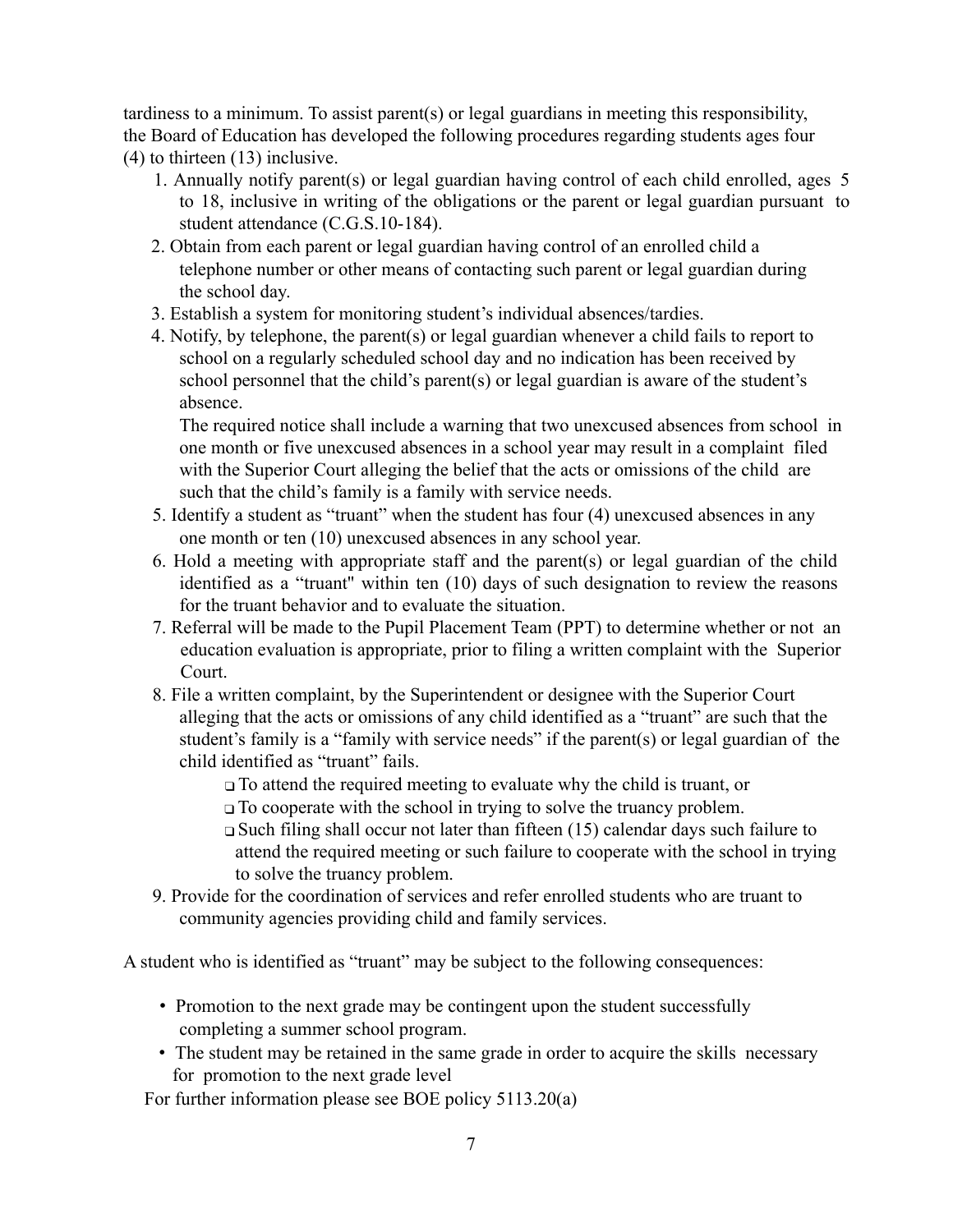tardiness to a minimum. To assist parent(s) or legal guardians in meeting this responsibility, the Board of Education has developed the following procedures regarding students ages four (4) to thirteen (13) inclusive.

1. Annually notify parent(s) or legal guardian having control of each child enrolled, ages 5 to 18, inclusive in writing of the obligations or the parent or legal guardian pursuant to student attendance (C.G.S.10-184).
2. Obtain from each parent or legal guardian having control of an enrolled child a telephone number or other means of contacting such parent or legal guardian during the school day.
3. Establish a system for monitoring student's individual absences/tardies.
4. Notify, by telephone, the parent(s) or legal guardian whenever a child fails to report to school on a regularly scheduled school day and no indication has been received by school personnel that the child's parent(s) or legal guardian is aware of the student's absence.

   The required notice shall include a warning that two unexcused absences from school in one month or five unexcused absences in a school year may result in a complaint filed with the Superior Court alleging the belief that the acts or omissions of the child are such that the child's family is a family with service needs.
5. Identify a student as "truant" when the student has four (4) unexcused absences in any one month or ten (10) unexcused absences in any school year.
6. Hold a meeting with appropriate staff and the parent(s) or legal guardian of the child identified as a "truant" within ten (10) days of such designation to review the reasons for the truant behavior and to evaluate the situation.
7. Referral will be made to the Pupil Placement Team (PPT) to determine whether or not an education evaluation is appropriate, prior to filing a written complaint with the Superior Court.
8. File a written complaint, by the Superintendent or designee with the Superior Court alleging that the acts or omissions of any child identified as a "truant" are such that the student's family is a "family with service needs" if the parent(s) or legal guardian of the child identified as "truant" fails.
   - To attend the required meeting to evaluate why the child is truant, or
   - To cooperate with the school in trying to solve the truancy problem.
   - Such filing shall occur not later than fifteen (15) calendar days such failure to attend the required meeting or such failure to cooperate with the school in trying to solve the truancy problem.
9. Provide for the coordination of services and refer enrolled students who are truant to community agencies providing child and family services.

A student who is identified as "truant" may be subject to the following consequences:

- Promotion to the next grade may be contingent upon the student successfully completing a summer school program.
- The student may be retained in the same grade in order to acquire the skills necessary for promotion to the next grade level

For further information please see BOE policy 5113.20(a)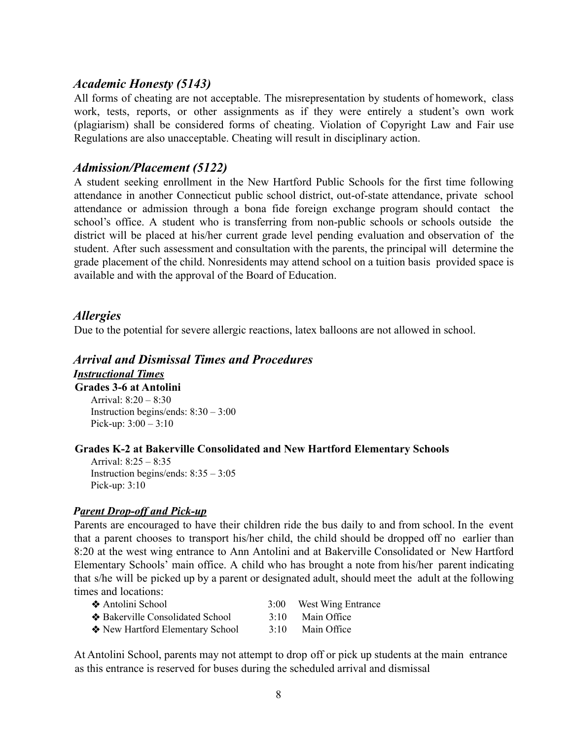## *Academic Honesty (5143)*

All forms of cheating are not acceptable. The misrepresentation by students of homework, class work, tests, reports, or other assignments as if they were entirely a student's own work (plagiarism) shall be considered forms of cheating. Violation of Copyright Law and Fair use Regulations are also unacceptable. Cheating will result in disciplinary action.

## *Admission/Placement (5122)*

A student seeking enrollment in the New Hartford Public Schools for the first time following attendance in another Connecticut public school district, out-of-state attendance, private school attendance or admission through a bona fide foreign exchange program should contact the school's office. A student who is transferring from non-public schools or schools outside the district will be placed at his/her current grade level pending evaluation and observation of the student. After such assessment and consultation with the parents, the principal will determine the grade placement of the child. Nonresidents may attend school on a tuition basis provided space is available and with the approval of the Board of Education.

## *Allergies*

Due to the potential for severe allergic reactions, latex balloons are not allowed in school.

## *Arrival and Dismissal Times and Procedures*

### ***Instructional Times***

**Grades 3-6 at Antolini**

Arrival: 8:20 – 8:30
Instruction begins/ends: 8:30 – 3:00
Pick-up: 3:00 – 3:10

**Grades K-2 at Bakerville Consolidated and New Hartford Elementary Schools**

Arrival: 8:25 – 8:35
Instruction begins/ends: 8:35 – 3:05
Pick-up: 3:10

### ***Parent Drop-off and Pick-up***

Parents are encouraged to have their children ride the bus daily to and from school. In the event that a parent chooses to transport his/her child, the child should be dropped off no earlier than 8:20 at the west wing entrance to Ann Antolini and at Bakerville Consolidated or New Hartford Elementary Schools' main office. A child who has brought a note from his/her parent indicating that s/he will be picked up by a parent or designated adult, should meet the adult at the following times and locations:

- Antolini School — 3:00 — West Wing Entrance
- Bakerville Consolidated School — 3:10 — Main Office
- New Hartford Elementary School — 3:10 — Main Office

At Antolini School, parents may not attempt to drop off or pick up students at the main entrance as this entrance is reserved for buses during the scheduled arrival and dismissal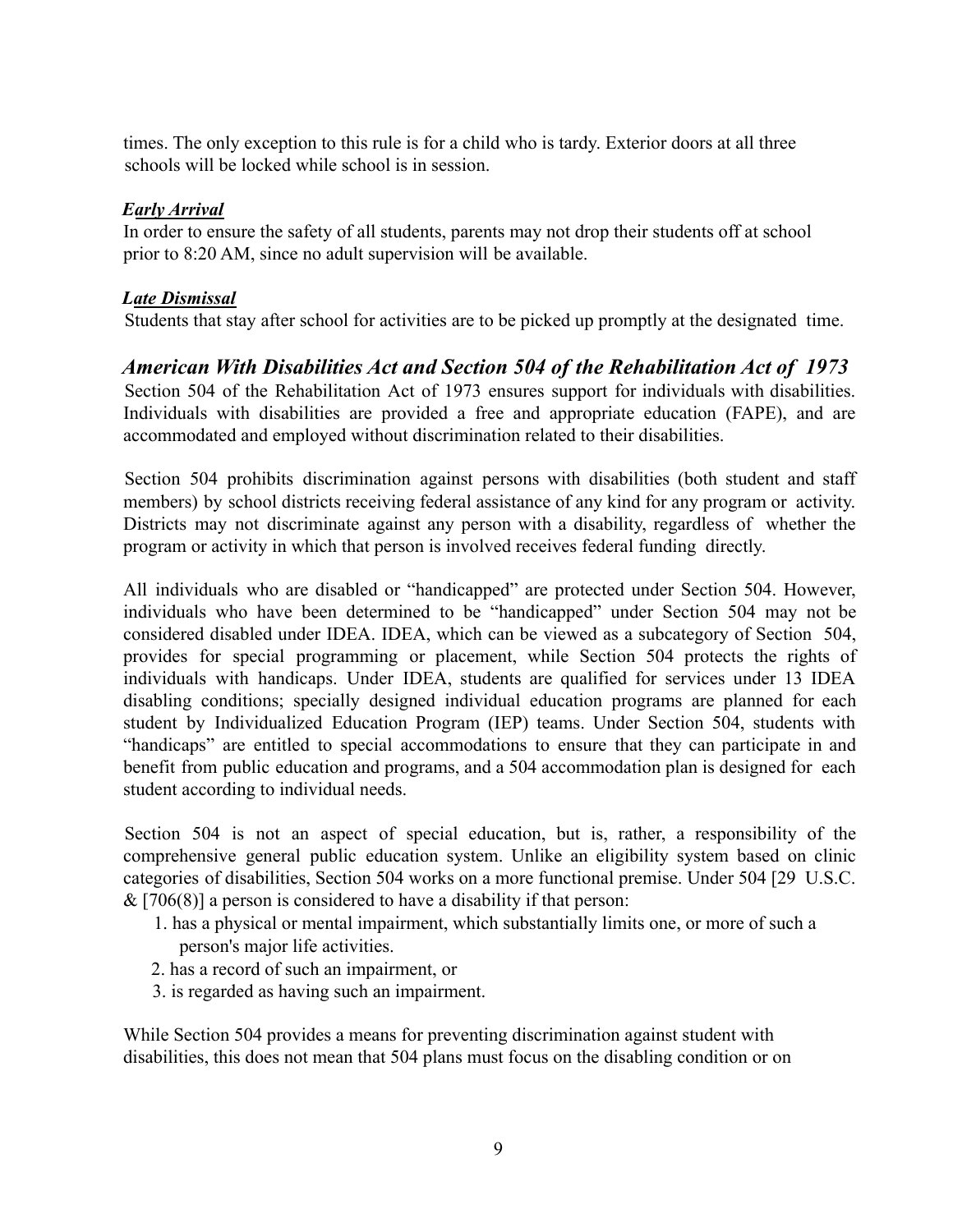times. The only exception to this rule is for a child who is tardy. Exterior doors at all three schools will be locked while school is in session.

***Early Arrival***

In order to ensure the safety of all students, parents may not drop their students off at school prior to 8:20 AM, since no adult supervision will be available.

***Late Dismissal***

Students that stay after school for activities are to be picked up promptly at the designated time.

## *American With Disabilities Act and Section 504 of the Rehabilitation Act of 1973*

Section 504 of the Rehabilitation Act of 1973 ensures support for individuals with disabilities. Individuals with disabilities are provided a free and appropriate education (FAPE), and are accommodated and employed without discrimination related to their disabilities.

Section 504 prohibits discrimination against persons with disabilities (both student and staff members) by school districts receiving federal assistance of any kind for any program or activity. Districts may not discriminate against any person with a disability, regardless of whether the program or activity in which that person is involved receives federal funding directly.

All individuals who are disabled or "handicapped" are protected under Section 504. However, individuals who have been determined to be "handicapped" under Section 504 may not be considered disabled under IDEA. IDEA, which can be viewed as a subcategory of Section 504, provides for special programming or placement, while Section 504 protects the rights of individuals with handicaps. Under IDEA, students are qualified for services under 13 IDEA disabling conditions; specially designed individual education programs are planned for each student by Individualized Education Program (IEP) teams. Under Section 504, students with "handicaps" are entitled to special accommodations to ensure that they can participate in and benefit from public education and programs, and a 504 accommodation plan is designed for each student according to individual needs.

Section 504 is not an aspect of special education, but is, rather, a responsibility of the comprehensive general public education system. Unlike an eligibility system based on clinic categories of disabilities, Section 504 works on a more functional premise. Under 504 [29 U.S.C. & [706(8)] a person is considered to have a disability if that person:

1. has a physical or mental impairment, which substantially limits one, or more of such a person's major life activities.
2. has a record of such an impairment, or
3. is regarded as having such an impairment.

While Section 504 provides a means for preventing discrimination against student with disabilities, this does not mean that 504 plans must focus on the disabling condition or on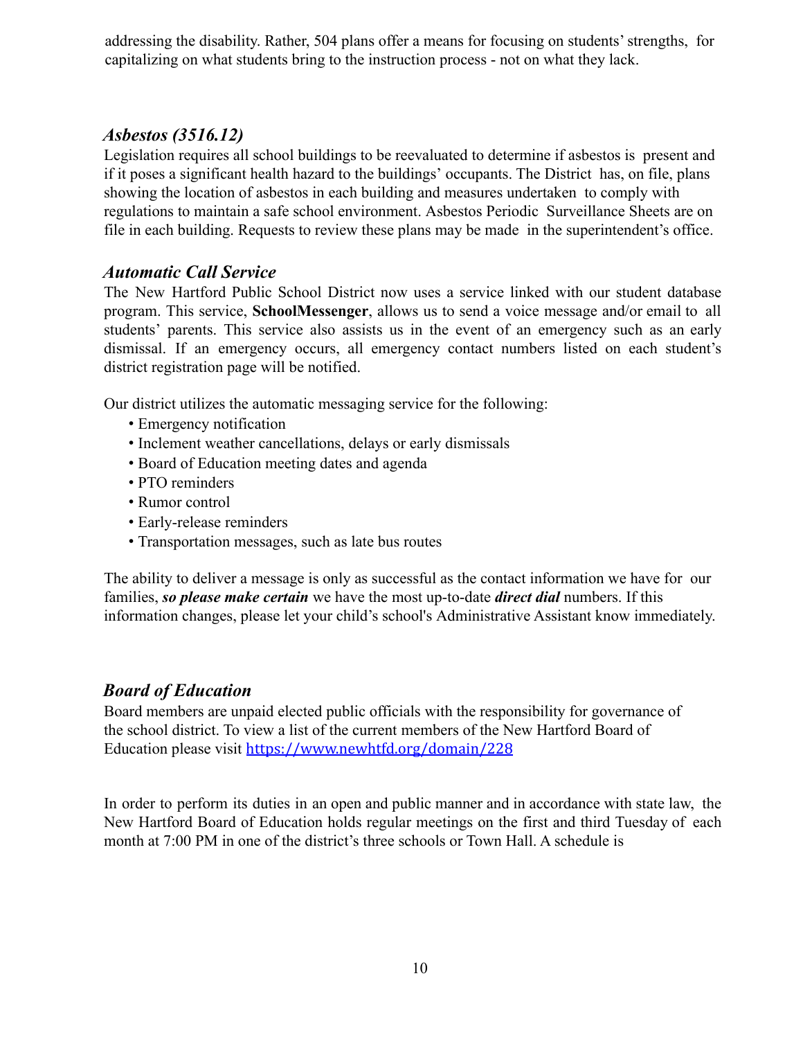addressing the disability. Rather, 504 plans offer a means for focusing on students' strengths, for capitalizing on what students bring to the instruction process - not on what they lack.

### *Asbestos (3516.12)*

Legislation requires all school buildings to be reevaluated to determine if asbestos is present and if it poses a significant health hazard to the buildings' occupants. The District has, on file, plans showing the location of asbestos in each building and measures undertaken to comply with regulations to maintain a safe school environment. Asbestos Periodic Surveillance Sheets are on file in each building. Requests to review these plans may be made in the superintendent's office.

### *Automatic Call Service*

The New Hartford Public School District now uses a service linked with our student database program. This service, **SchoolMessenger**, allows us to send a voice message and/or email to all students' parents. This service also assists us in the event of an emergency such as an early dismissal. If an emergency occurs, all emergency contact numbers listed on each student's district registration page will be notified.

Our district utilizes the automatic messaging service for the following:

- Emergency notification
- Inclement weather cancellations, delays or early dismissals
- Board of Education meeting dates and agenda
- PTO reminders
- Rumor control
- Early-release reminders
- Transportation messages, such as late bus routes

The ability to deliver a message is only as successful as the contact information we have for our families, ***so please make certain*** we have the most up-to-date ***direct dial*** numbers. If this information changes, please let your child's school's Administrative Assistant know immediately.

### *Board of Education*

Board members are unpaid elected public officials with the responsibility for governance of the school district. To view a list of the current members of the New Hartford Board of Education please visit https://www.newhtfd.org/domain/228

In order to perform its duties in an open and public manner and in accordance with state law, the New Hartford Board of Education holds regular meetings on the first and third Tuesday of each month at 7:00 PM in one of the district's three schools or Town Hall. A schedule is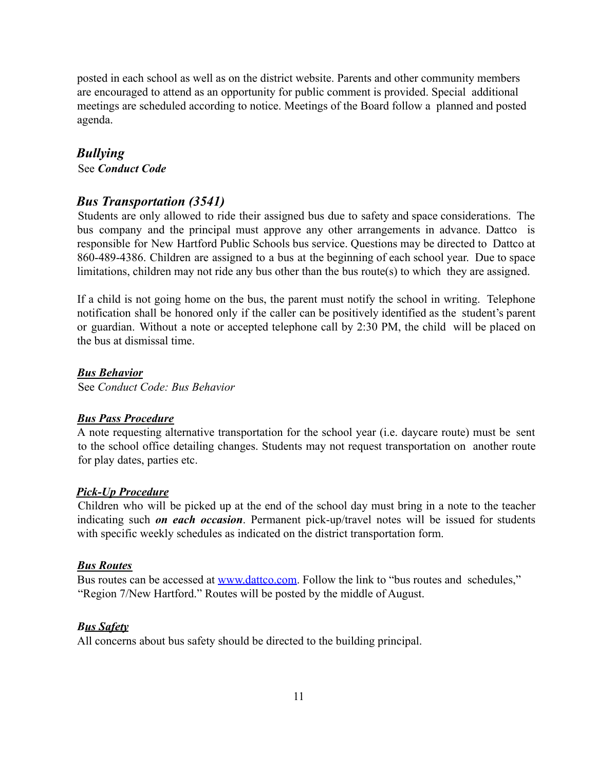posted in each school as well as on the district website. Parents and other community members are encouraged to attend as an opportunity for public comment is provided. Special additional meetings are scheduled according to notice. Meetings of the Board follow a planned and posted agenda.

## *Bullying*

See ***Conduct Code***

## *Bus Transportation (3541)*

Students are only allowed to ride their assigned bus due to safety and space considerations. The bus company and the principal must approve any other arrangements in advance. Dattco is responsible for New Hartford Public Schools bus service. Questions may be directed to Dattco at 860-489-4386. Children are assigned to a bus at the beginning of each school year. Due to space limitations, children may not ride any bus other than the bus route(s) to which they are assigned.

If a child is not going home on the bus, the parent must notify the school in writing. Telephone notification shall be honored only if the caller can be positively identified as the student's parent or guardian. Without a note or accepted telephone call by 2:30 PM, the child will be placed on the bus at dismissal time.

### ***Bus Behavior***

See *Conduct Code: Bus Behavior*

### ***Bus Pass Procedure***

A note requesting alternative transportation for the school year (i.e. daycare route) must be sent to the school office detailing changes. Students may not request transportation on another route for play dates, parties etc.

### ***Pick-Up Procedure***

Children who will be picked up at the end of the school day must bring in a note to the teacher indicating such ***on each occasion***. Permanent pick-up/travel notes will be issued for students with specific weekly schedules as indicated on the district transportation form.

### ***Bus Routes***

Bus routes can be accessed at [www.dattco.com](www.dattco.com). Follow the link to "bus routes and schedules," "Region 7/New Hartford." Routes will be posted by the middle of August.

### ***Bus Safety***

All concerns about bus safety should be directed to the building principal.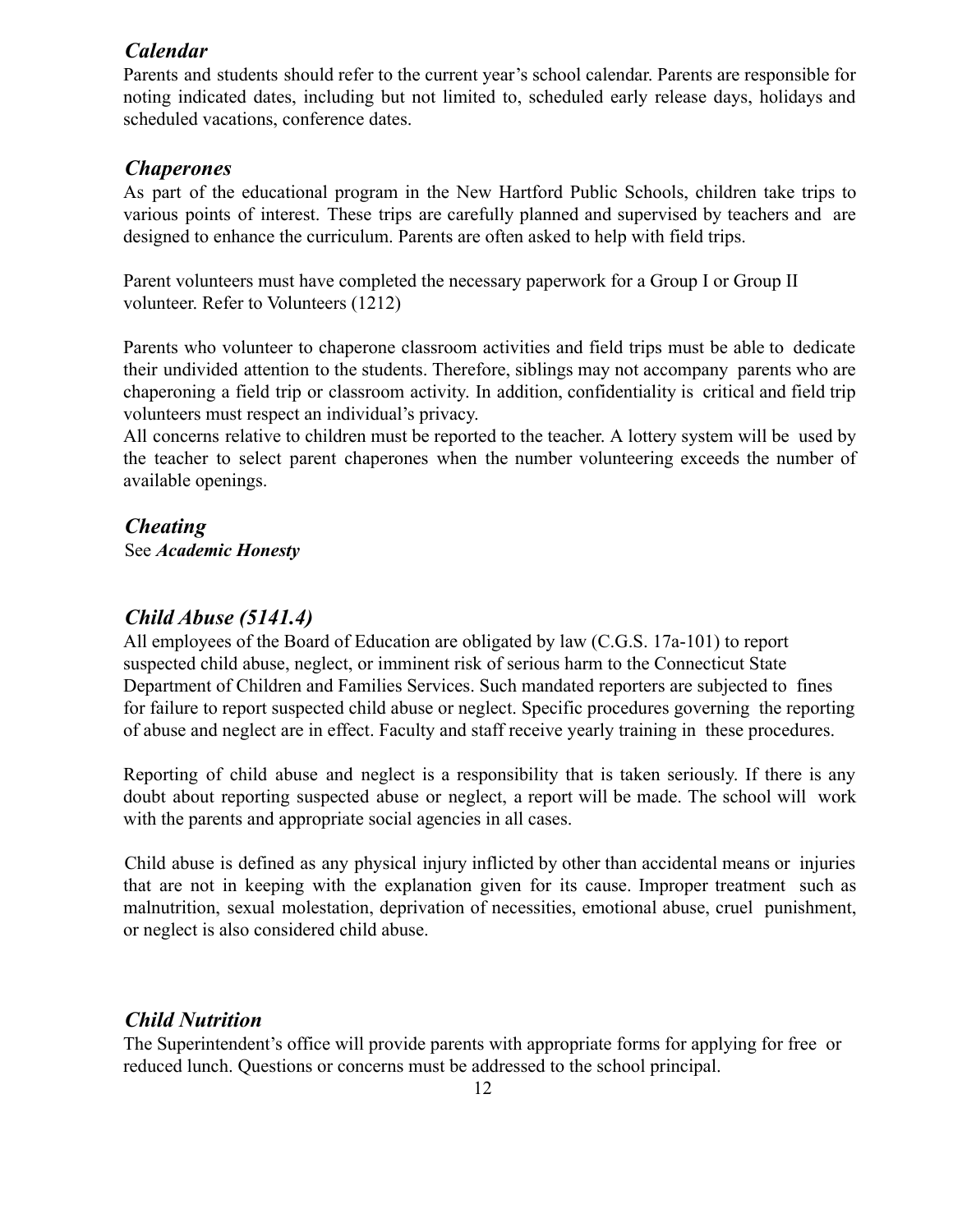### *Calendar*

Parents and students should refer to the current year's school calendar. Parents are responsible for noting indicated dates, including but not limited to, scheduled early release days, holidays and scheduled vacations, conference dates.

### *Chaperones*

As part of the educational program in the New Hartford Public Schools, children take trips to various points of interest. These trips are carefully planned and supervised by teachers and are designed to enhance the curriculum. Parents are often asked to help with field trips.

Parent volunteers must have completed the necessary paperwork for a Group I or Group II volunteer. Refer to Volunteers (1212)

Parents who volunteer to chaperone classroom activities and field trips must be able to dedicate their undivided attention to the students. Therefore, siblings may not accompany parents who are chaperoning a field trip or classroom activity. In addition, confidentiality is critical and field trip volunteers must respect an individual's privacy.
All concerns relative to children must be reported to the teacher. A lottery system will be used by the teacher to select parent chaperones when the number volunteering exceeds the number of available openings.

### *Cheating*

See ***Academic Honesty***

### *Child Abuse (5141.4)*

All employees of the Board of Education are obligated by law (C.G.S. 17a-101) to report suspected child abuse, neglect, or imminent risk of serious harm to the Connecticut State Department of Children and Families Services. Such mandated reporters are subjected to fines for failure to report suspected child abuse or neglect. Specific procedures governing the reporting of abuse and neglect are in effect. Faculty and staff receive yearly training in these procedures.

Reporting of child abuse and neglect is a responsibility that is taken seriously. If there is any doubt about reporting suspected abuse or neglect, a report will be made. The school will work with the parents and appropriate social agencies in all cases.

Child abuse is defined as any physical injury inflicted by other than accidental means or injuries that are not in keeping with the explanation given for its cause. Improper treatment such as malnutrition, sexual molestation, deprivation of necessities, emotional abuse, cruel punishment, or neglect is also considered child abuse.

### *Child Nutrition*

The Superintendent's office will provide parents with appropriate forms for applying for free or reduced lunch. Questions or concerns must be addressed to the school principal.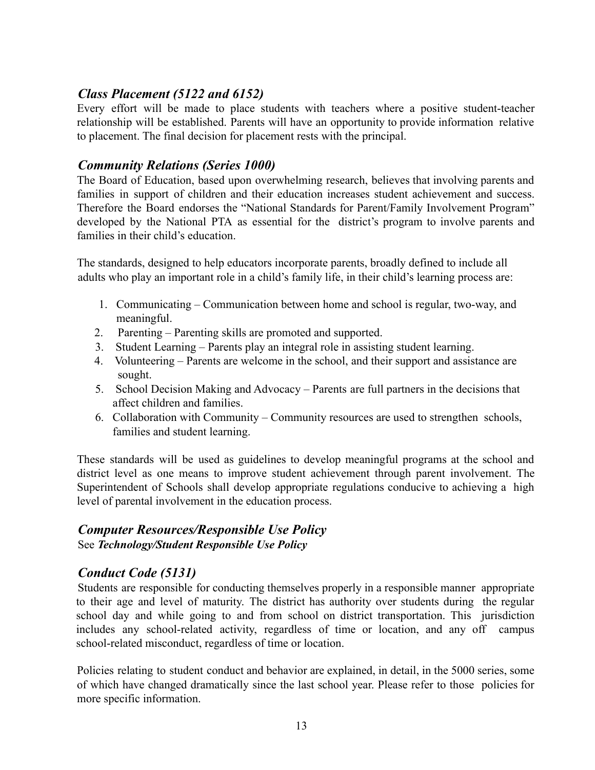### *Class Placement (5122 and 6152)*

Every effort will be made to place students with teachers where a positive student-teacher relationship will be established. Parents will have an opportunity to provide information relative to placement. The final decision for placement rests with the principal.

### *Community Relations (Series 1000)*

The Board of Education, based upon overwhelming research, believes that involving parents and families in support of children and their education increases student achievement and success. Therefore the Board endorses the "National Standards for Parent/Family Involvement Program" developed by the National PTA as essential for the district's program to involve parents and families in their child's education.

The standards, designed to help educators incorporate parents, broadly defined to include all adults who play an important role in a child's family life, in their child's learning process are:

1. Communicating – Communication between home and school is regular, two-way, and meaningful.
2. Parenting – Parenting skills are promoted and supported.
3. Student Learning – Parents play an integral role in assisting student learning.
4. Volunteering – Parents are welcome in the school, and their support and assistance are sought.
5. School Decision Making and Advocacy – Parents are full partners in the decisions that affect children and families.
6. Collaboration with Community – Community resources are used to strengthen schools, families and student learning.

These standards will be used as guidelines to develop meaningful programs at the school and district level as one means to improve student achievement through parent involvement. The Superintendent of Schools shall develop appropriate regulations conducive to achieving a high level of parental involvement in the education process.

### *Computer Resources/Responsible Use Policy*

See ***Technology/Student Responsible Use Policy***

### *Conduct Code (5131)*

Students are responsible for conducting themselves properly in a responsible manner appropriate to their age and level of maturity. The district has authority over students during the regular school day and while going to and from school on district transportation. This jurisdiction includes any school-related activity, regardless of time or location, and any off campus school-related misconduct, regardless of time or location.

Policies relating to student conduct and behavior are explained, in detail, in the 5000 series, some of which have changed dramatically since the last school year. Please refer to those policies for more specific information.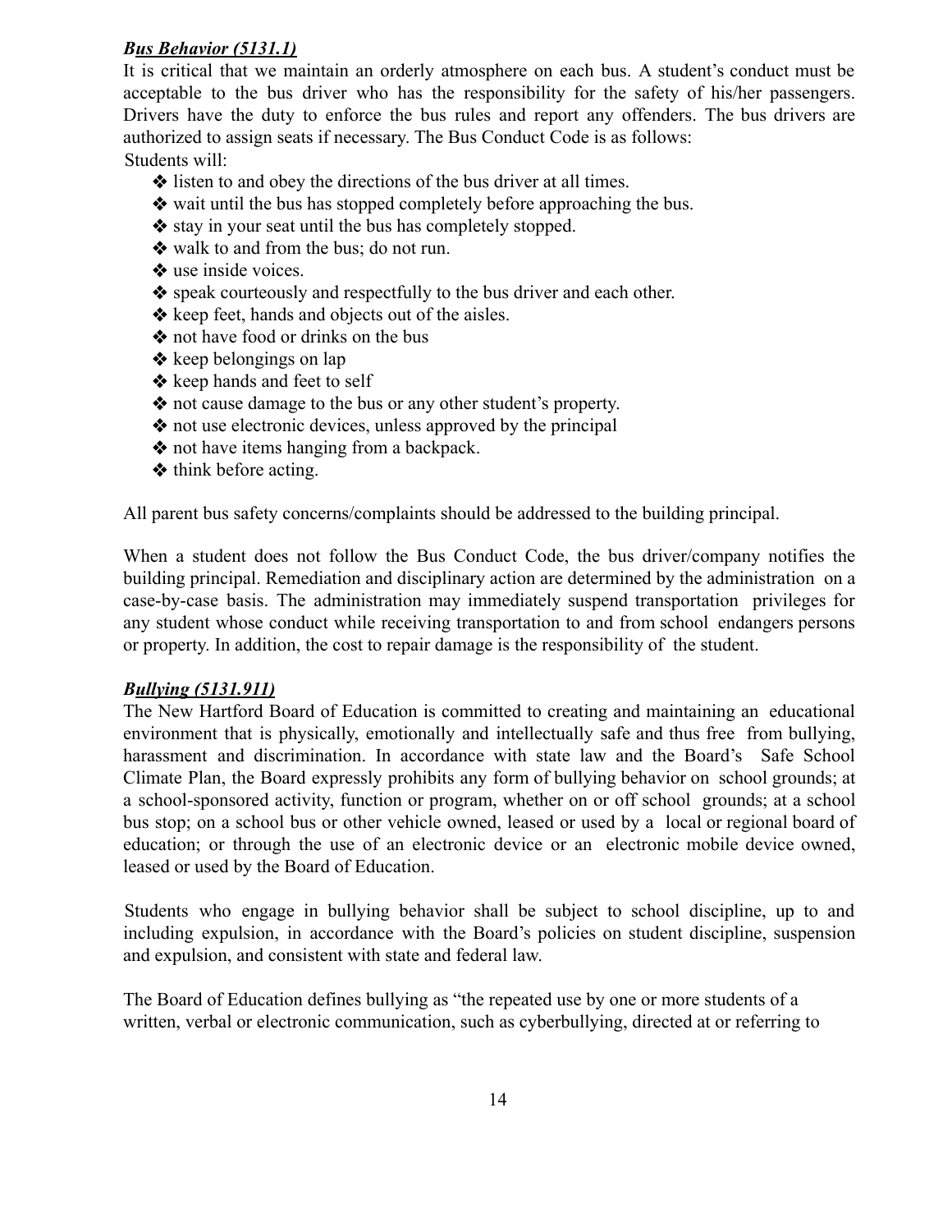### ***Bus Behavior (5131.1)***

It is critical that we maintain an orderly atmosphere on each bus. A student's conduct must be acceptable to the bus driver who has the responsibility for the safety of his/her passengers. Drivers have the duty to enforce the bus rules and report any offenders. The bus drivers are authorized to assign seats if necessary. The Bus Conduct Code is as follows:

Students will:

- listen to and obey the directions of the bus driver at all times.
- wait until the bus has stopped completely before approaching the bus.
- stay in your seat until the bus has completely stopped.
- walk to and from the bus; do not run.
- use inside voices.
- speak courteously and respectfully to the bus driver and each other.
- keep feet, hands and objects out of the aisles.
- not have food or drinks on the bus
- keep belongings on lap
- keep hands and feet to self
- not cause damage to the bus or any other student's property.
- not use electronic devices, unless approved by the principal
- not have items hanging from a backpack.
- think before acting.

All parent bus safety concerns/complaints should be addressed to the building principal.

When a student does not follow the Bus Conduct Code, the bus driver/company notifies the building principal. Remediation and disciplinary action are determined by the administration on a case-by-case basis. The administration may immediately suspend transportation privileges for any student whose conduct while receiving transportation to and from school endangers persons or property. In addition, the cost to repair damage is the responsibility of the student.

### ***Bullying (5131.911)***

The New Hartford Board of Education is committed to creating and maintaining an educational environment that is physically, emotionally and intellectually safe and thus free from bullying, harassment and discrimination. In accordance with state law and the Board's Safe School Climate Plan, the Board expressly prohibits any form of bullying behavior on school grounds; at a school-sponsored activity, function or program, whether on or off school grounds; at a school bus stop; on a school bus or other vehicle owned, leased or used by a local or regional board of education; or through the use of an electronic device or an electronic mobile device owned, leased or used by the Board of Education.

Students who engage in bullying behavior shall be subject to school discipline, up to and including expulsion, in accordance with the Board's policies on student discipline, suspension and expulsion, and consistent with state and federal law.

The Board of Education defines bullying as "the repeated use by one or more students of a written, verbal or electronic communication, such as cyberbullying, directed at or referring to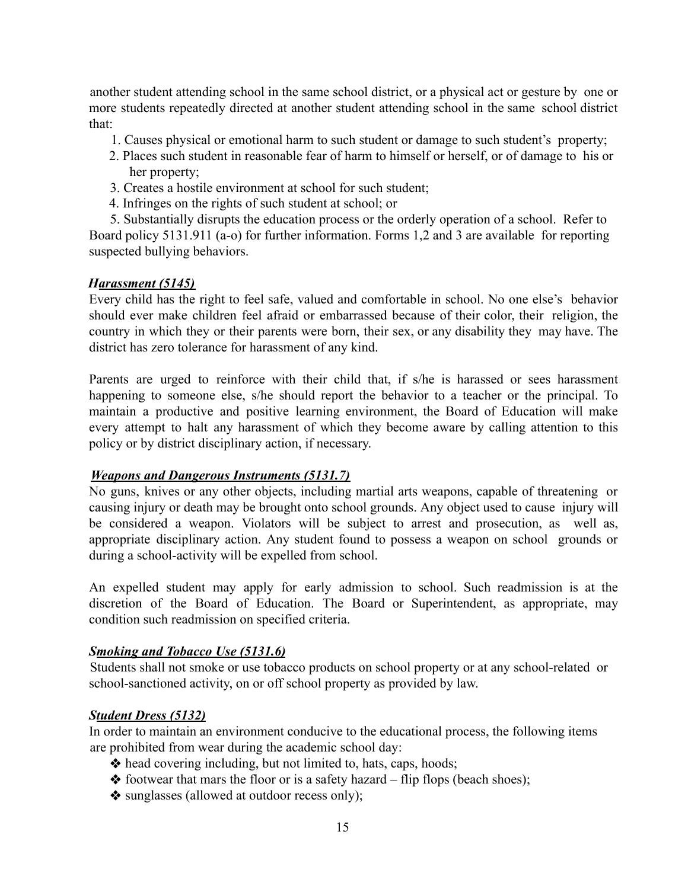another student attending school in the same school district, or a physical act or gesture by one or more students repeatedly directed at another student attending school in the same school district that:

1. Causes physical or emotional harm to such student or damage to such student's property;
2. Places such student in reasonable fear of harm to himself or herself, or of damage to his or her property;
3. Creates a hostile environment at school for such student;
4. Infringes on the rights of such student at school; or
5. Substantially disrupts the education process or the orderly operation of a school. Refer to Board policy 5131.911 (a-o) for further information. Forms 1,2 and 3 are available for reporting suspected bullying behaviors.

***Harassment (5145)***

Every child has the right to feel safe, valued and comfortable in school. No one else's behavior should ever make children feel afraid or embarrassed because of their color, their religion, the country in which they or their parents were born, their sex, or any disability they may have. The district has zero tolerance for harassment of any kind.

Parents are urged to reinforce with their child that, if s/he is harassed or sees harassment happening to someone else, s/he should report the behavior to a teacher or the principal. To maintain a productive and positive learning environment, the Board of Education will make every attempt to halt any harassment of which they become aware by calling attention to this policy or by district disciplinary action, if necessary.

***Weapons and Dangerous Instruments (5131.7)***

No guns, knives or any other objects, including martial arts weapons, capable of threatening or causing injury or death may be brought onto school grounds. Any object used to cause injury will be considered a weapon. Violators will be subject to arrest and prosecution, as well as, appropriate disciplinary action. Any student found to possess a weapon on school grounds or during a school-activity will be expelled from school.

An expelled student may apply for early admission to school. Such readmission is at the discretion of the Board of Education. The Board or Superintendent, as appropriate, may condition such readmission on specified criteria.

***Smoking and Tobacco Use (5131.6)***

Students shall not smoke or use tobacco products on school property or at any school-related or school-sanctioned activity, on or off school property as provided by law.

***Student Dress (5132)***

In order to maintain an environment conducive to the educational process, the following items are prohibited from wear during the academic school day:

- head covering including, but not limited to, hats, caps, hoods;
- footwear that mars the floor or is a safety hazard – flip flops (beach shoes);
- sunglasses (allowed at outdoor recess only);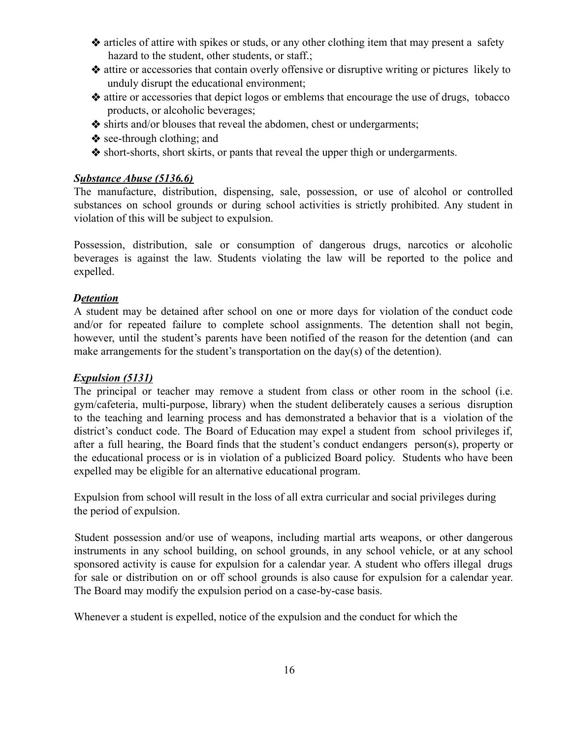- articles of attire with spikes or studs, or any other clothing item that may present a safety hazard to the student, other students, or staff.;
- attire or accessories that contain overly offensive or disruptive writing or pictures likely to unduly disrupt the educational environment;
- attire or accessories that depict logos or emblems that encourage the use of drugs, tobacco products, or alcoholic beverages;
- shirts and/or blouses that reveal the abdomen, chest or undergarments;
- see-through clothing; and
- short-shorts, short skirts, or pants that reveal the upper thigh or undergarments.

***Substance Abuse (5136.6)***

The manufacture, distribution, dispensing, sale, possession, or use of alcohol or controlled substances on school grounds or during school activities is strictly prohibited. Any student in violation of this will be subject to expulsion.

Possession, distribution, sale or consumption of dangerous drugs, narcotics or alcoholic beverages is against the law. Students violating the law will be reported to the police and expelled.

***Detention***

A student may be detained after school on one or more days for violation of the conduct code and/or for repeated failure to complete school assignments. The detention shall not begin, however, until the student's parents have been notified of the reason for the detention (and can make arrangements for the student's transportation on the day(s) of the detention).

***Expulsion (5131)***

The principal or teacher may remove a student from class or other room in the school (i.e. gym/cafeteria, multi-purpose, library) when the student deliberately causes a serious disruption to the teaching and learning process and has demonstrated a behavior that is a violation of the district's conduct code. The Board of Education may expel a student from school privileges if, after a full hearing, the Board finds that the student's conduct endangers person(s), property or the educational process or is in violation of a publicized Board policy. Students who have been expelled may be eligible for an alternative educational program.

Expulsion from school will result in the loss of all extra curricular and social privileges during the period of expulsion.

Student possession and/or use of weapons, including martial arts weapons, or other dangerous instruments in any school building, on school grounds, in any school vehicle, or at any school sponsored activity is cause for expulsion for a calendar year. A student who offers illegal drugs for sale or distribution on or off school grounds is also cause for expulsion for a calendar year. The Board may modify the expulsion period on a case-by-case basis.

Whenever a student is expelled, notice of the expulsion and the conduct for which the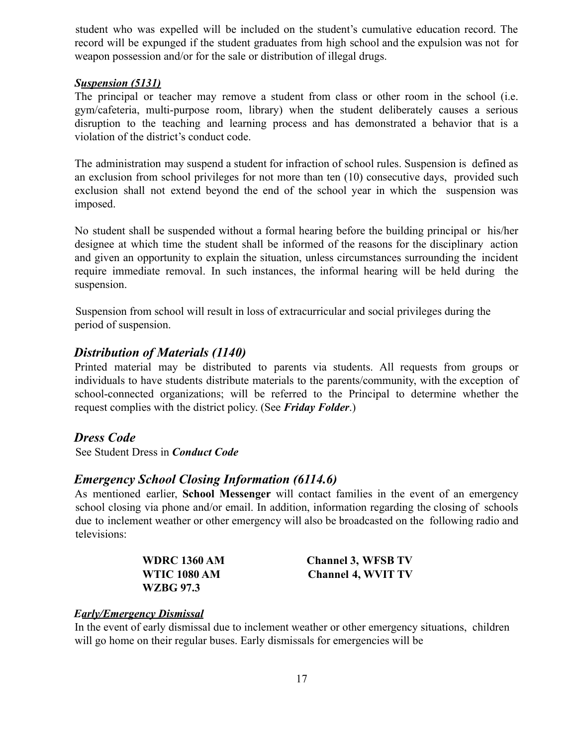student who was expelled will be included on the student's cumulative education record. The record will be expunged if the student graduates from high school and the expulsion was not for weapon possession and/or for the sale or distribution of illegal drugs.

***Suspension (5131)***

The principal or teacher may remove a student from class or other room in the school (i.e. gym/cafeteria, multi-purpose room, library) when the student deliberately causes a serious disruption to the teaching and learning process and has demonstrated a behavior that is a violation of the district's conduct code.

The administration may suspend a student for infraction of school rules. Suspension is defined as an exclusion from school privileges for not more than ten (10) consecutive days, provided such exclusion shall not extend beyond the end of the school year in which the suspension was imposed.

No student shall be suspended without a formal hearing before the building principal or his/her designee at which time the student shall be informed of the reasons for the disciplinary action and given an opportunity to explain the situation, unless circumstances surrounding the incident require immediate removal. In such instances, the informal hearing will be held during the suspension.

Suspension from school will result in loss of extracurricular and social privileges during the period of suspension.

## *Distribution of Materials (1140)*

Printed material may be distributed to parents via students. All requests from groups or individuals to have students distribute materials to the parents/community, with the exception of school-connected organizations; will be referred to the Principal to determine whether the request complies with the district policy. (See ***Friday Folder***.)

## *Dress Code*

See Student Dress in ***Conduct Code***

## *Emergency School Closing Information (6114.6)*

As mentioned earlier, **School Messenger** will contact families in the event of an emergency school closing via phone and/or email. In addition, information regarding the closing of schools due to inclement weather or other emergency will also be broadcasted on the following radio and televisions:

**WDRC 1360 AM** — **Channel 3, WFSB TV**
**WTIC 1080 AM** — **Channel 4, WVIT TV**
**WZBG 97.3**

***Early/Emergency Dismissal***

In the event of early dismissal due to inclement weather or other emergency situations, children will go home on their regular buses. Early dismissals for emergencies will be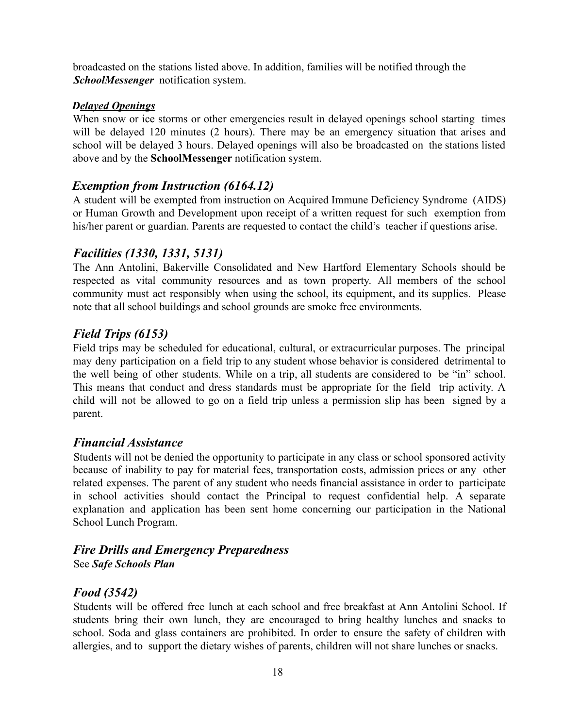broadcasted on the stations listed above. In addition, families will be notified through the ***SchoolMessenger*** notification system.

***Delayed Openings***

When snow or ice storms or other emergencies result in delayed openings school starting times will be delayed 120 minutes (2 hours). There may be an emergency situation that arises and school will be delayed 3 hours. Delayed openings will also be broadcasted on the stations listed above and by the **SchoolMessenger** notification system.

## *Exemption from Instruction (6164.12)*

A student will be exempted from instruction on Acquired Immune Deficiency Syndrome (AIDS) or Human Growth and Development upon receipt of a written request for such exemption from his/her parent or guardian. Parents are requested to contact the child's teacher if questions arise.

## *Facilities (1330, 1331, 5131)*

The Ann Antolini, Bakerville Consolidated and New Hartford Elementary Schools should be respected as vital community resources and as town property. All members of the school community must act responsibly when using the school, its equipment, and its supplies. Please note that all school buildings and school grounds are smoke free environments.

## *Field Trips (6153)*

Field trips may be scheduled for educational, cultural, or extracurricular purposes. The principal may deny participation on a field trip to any student whose behavior is considered detrimental to the well being of other students. While on a trip, all students are considered to be "in" school. This means that conduct and dress standards must be appropriate for the field trip activity. A child will not be allowed to go on a field trip unless a permission slip has been signed by a parent.

## *Financial Assistance*

Students will not be denied the opportunity to participate in any class or school sponsored activity because of inability to pay for material fees, transportation costs, admission prices or any other related expenses. The parent of any student who needs financial assistance in order to participate in school activities should contact the Principal to request confidential help. A separate explanation and application has been sent home concerning our participation in the National School Lunch Program.

## *Fire Drills and Emergency Preparedness*

See ***Safe Schools Plan***

## *Food (3542)*

Students will be offered free lunch at each school and free breakfast at Ann Antolini School. If students bring their own lunch, they are encouraged to bring healthy lunches and snacks to school. Soda and glass containers are prohibited. In order to ensure the safety of children with allergies, and to support the dietary wishes of parents, children will not share lunches or snacks.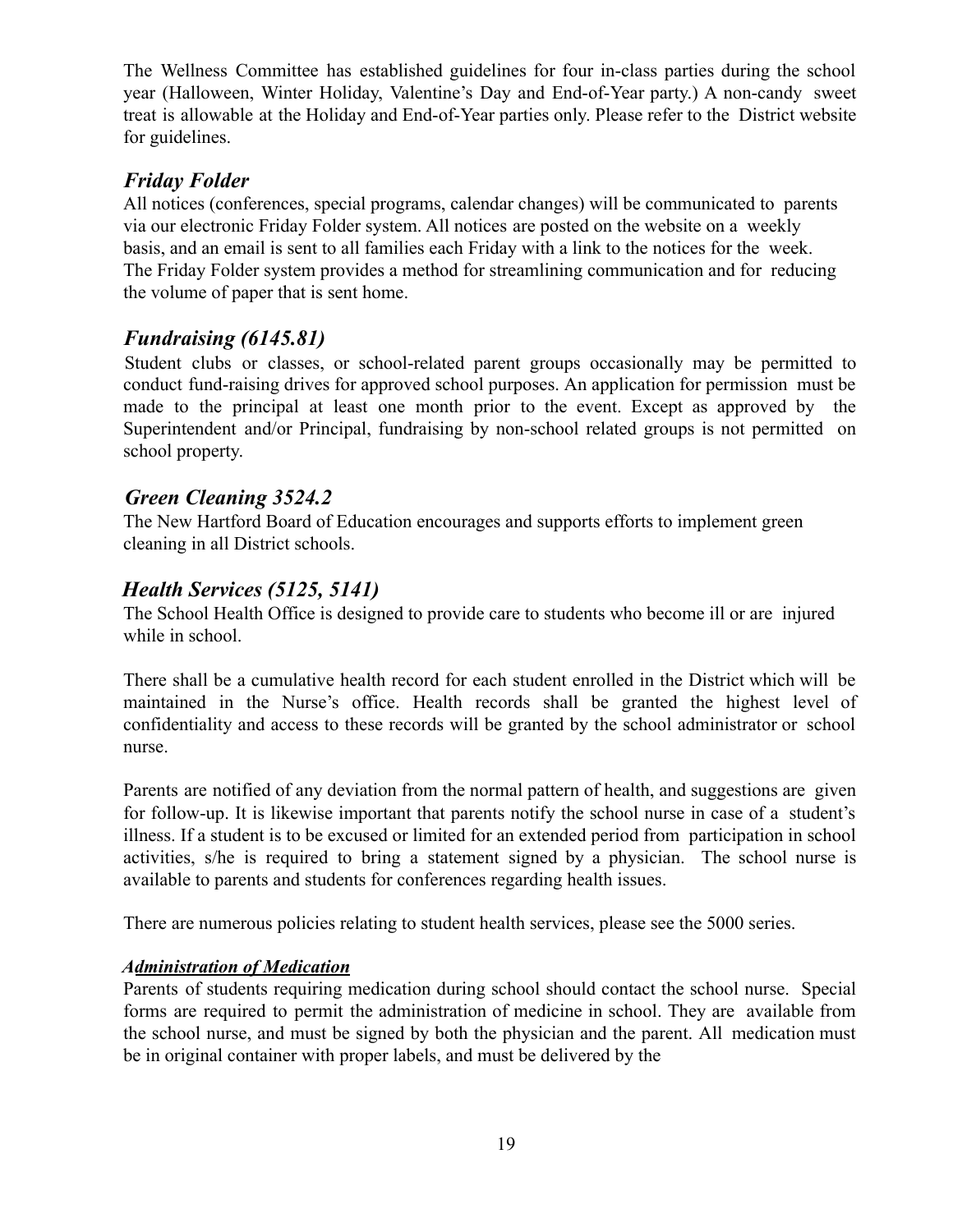The Wellness Committee has established guidelines for four in-class parties during the school year (Halloween, Winter Holiday, Valentine's Day and End-of-Year party.) A non-candy sweet treat is allowable at the Holiday and End-of-Year parties only. Please refer to the District website for guidelines.

### *Friday Folder*

All notices (conferences, special programs, calendar changes) will be communicated to parents via our electronic Friday Folder system. All notices are posted on the website on a weekly basis, and an email is sent to all families each Friday with a link to the notices for the week. The Friday Folder system provides a method for streamlining communication and for reducing the volume of paper that is sent home.

### *Fundraising (6145.81)*

Student clubs or classes, or school-related parent groups occasionally may be permitted to conduct fund-raising drives for approved school purposes. An application for permission must be made to the principal at least one month prior to the event. Except as approved by the Superintendent and/or Principal, fundraising by non-school related groups is not permitted on school property.

### *Green Cleaning 3524.2*

The New Hartford Board of Education encourages and supports efforts to implement green cleaning in all District schools.

### *Health Services (5125, 5141)*

The School Health Office is designed to provide care to students who become ill or are injured while in school.

There shall be a cumulative health record for each student enrolled in the District which will be maintained in the Nurse's office. Health records shall be granted the highest level of confidentiality and access to these records will be granted by the school administrator or school nurse.

Parents are notified of any deviation from the normal pattern of health, and suggestions are given for follow-up. It is likewise important that parents notify the school nurse in case of a student's illness. If a student is to be excused or limited for an extended period from participation in school activities, s/he is required to bring a statement signed by a physician. The school nurse is available to parents and students for conferences regarding health issues.

There are numerous policies relating to student health services, please see the 5000 series.

***Administration of Medication***

Parents of students requiring medication during school should contact the school nurse. Special forms are required to permit the administration of medicine in school. They are available from the school nurse, and must be signed by both the physician and the parent. All medication must be in original container with proper labels, and must be delivered by the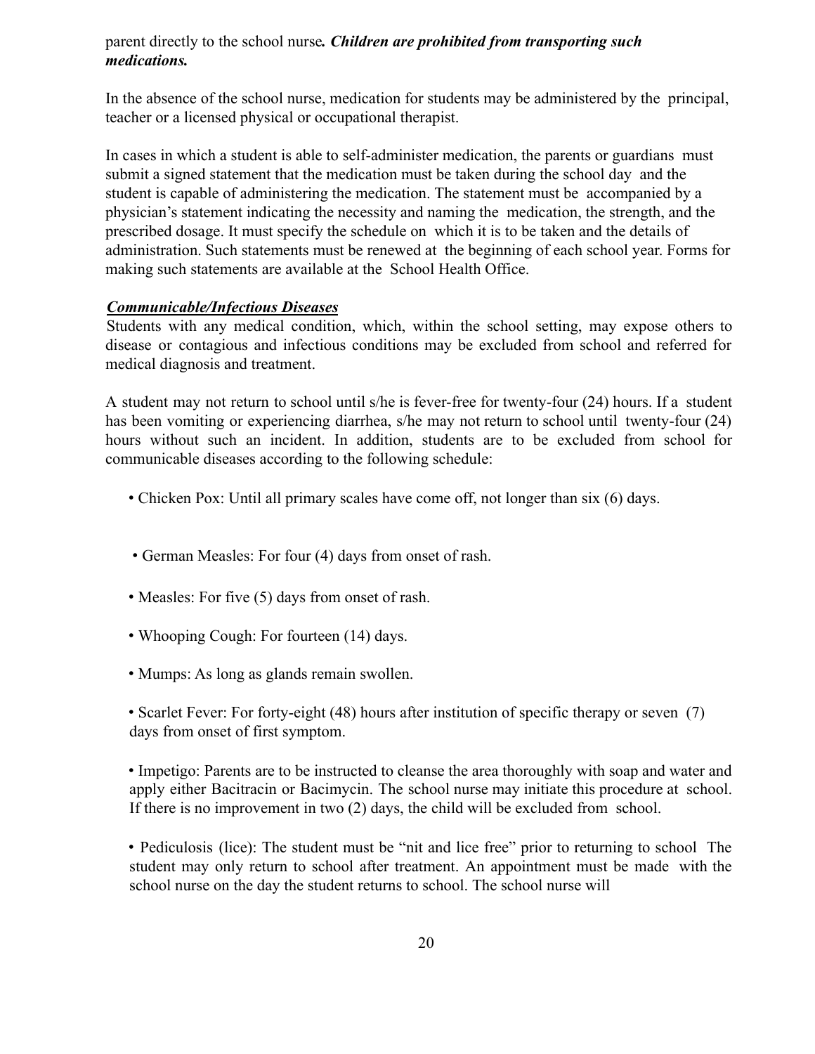parent directly to the school nurse***. Children are prohibited from transporting such medications.***

In the absence of the school nurse, medication for students may be administered by the principal, teacher or a licensed physical or occupational therapist.

In cases in which a student is able to self-administer medication, the parents or guardians must submit a signed statement that the medication must be taken during the school day and the student is capable of administering the medication. The statement must be accompanied by a physician's statement indicating the necessity and naming the medication, the strength, and the prescribed dosage. It must specify the schedule on which it is to be taken and the details of administration. Such statements must be renewed at the beginning of each school year. Forms for making such statements are available at the School Health Office.

***Communicable/Infectious Diseases***

Students with any medical condition, which, within the school setting, may expose others to disease or contagious and infectious conditions may be excluded from school and referred for medical diagnosis and treatment.

A student may not return to school until s/he is fever-free for twenty-four (24) hours. If a student has been vomiting or experiencing diarrhea, s/he may not return to school until twenty-four (24) hours without such an incident. In addition, students are to be excluded from school for communicable diseases according to the following schedule:

- Chicken Pox: Until all primary scales have come off, not longer than six (6) days.
- German Measles: For four (4) days from onset of rash.
- Measles: For five (5) days from onset of rash.
- Whooping Cough: For fourteen (14) days.
- Mumps: As long as glands remain swollen.
- Scarlet Fever: For forty-eight (48) hours after institution of specific therapy or seven (7) days from onset of first symptom.
- Impetigo: Parents are to be instructed to cleanse the area thoroughly with soap and water and apply either Bacitracin or Bacimycin. The school nurse may initiate this procedure at school. If there is no improvement in two (2) days, the child will be excluded from school.
- Pediculosis (lice): The student must be "nit and lice free" prior to returning to school The student may only return to school after treatment. An appointment must be made with the school nurse on the day the student returns to school. The school nurse will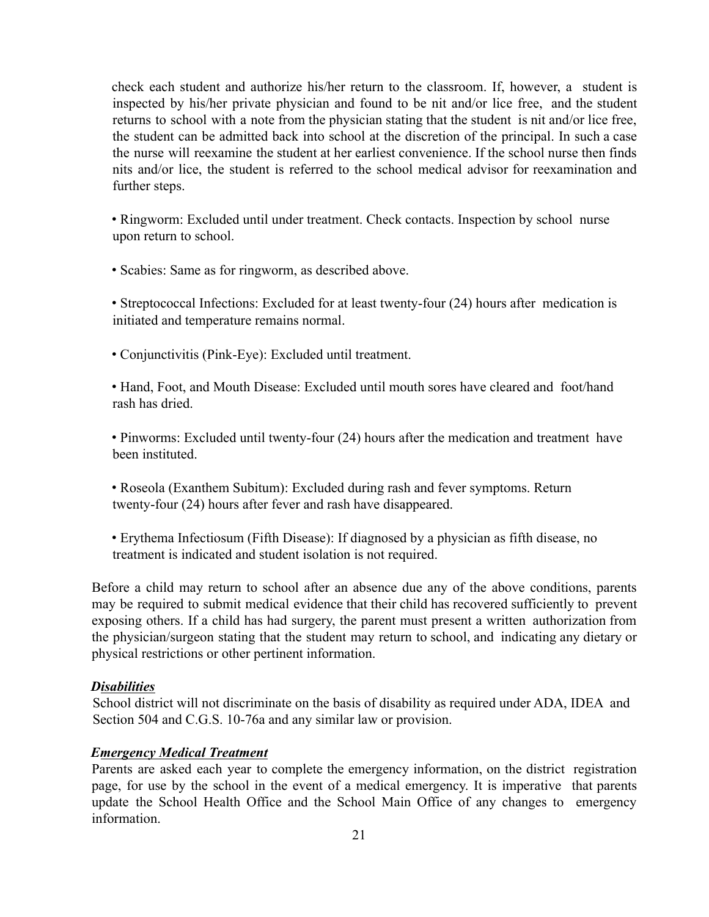check each student and authorize his/her return to the classroom. If, however, a student is inspected by his/her private physician and found to be nit and/or lice free, and the student returns to school with a note from the physician stating that the student is nit and/or lice free, the student can be admitted back into school at the discretion of the principal. In such a case the nurse will reexamine the student at her earliest convenience. If the school nurse then finds nits and/or lice, the student is referred to the school medical advisor for reexamination and further steps.

- Ringworm: Excluded until under treatment. Check contacts. Inspection by school nurse upon return to school.

- Scabies: Same as for ringworm, as described above.

- Streptococcal Infections: Excluded for at least twenty-four (24) hours after medication is initiated and temperature remains normal.

- Conjunctivitis (Pink-Eye): Excluded until treatment.

- Hand, Foot, and Mouth Disease: Excluded until mouth sores have cleared and foot/hand rash has dried.

- Pinworms: Excluded until twenty-four (24) hours after the medication and treatment have been instituted.

- Roseola (Exanthem Subitum): Excluded during rash and fever symptoms. Return twenty-four (24) hours after fever and rash have disappeared.

- Erythema Infectiosum (Fifth Disease): If diagnosed by a physician as fifth disease, no treatment is indicated and student isolation is not required.

Before a child may return to school after an absence due any of the above conditions, parents may be required to submit medical evidence that their child has recovered sufficiently to prevent exposing others. If a child has had surgery, the parent must present a written authorization from the physician/surgeon stating that the student may return to school, and indicating any dietary or physical restrictions or other pertinent information.

***Disabilities***

School district will not discriminate on the basis of disability as required under ADA, IDEA and Section 504 and C.G.S. 10-76a and any similar law or provision.

***Emergency Medical Treatment***

Parents are asked each year to complete the emergency information, on the district registration page, for use by the school in the event of a medical emergency. It is imperative that parents update the School Health Office and the School Main Office of any changes to emergency information.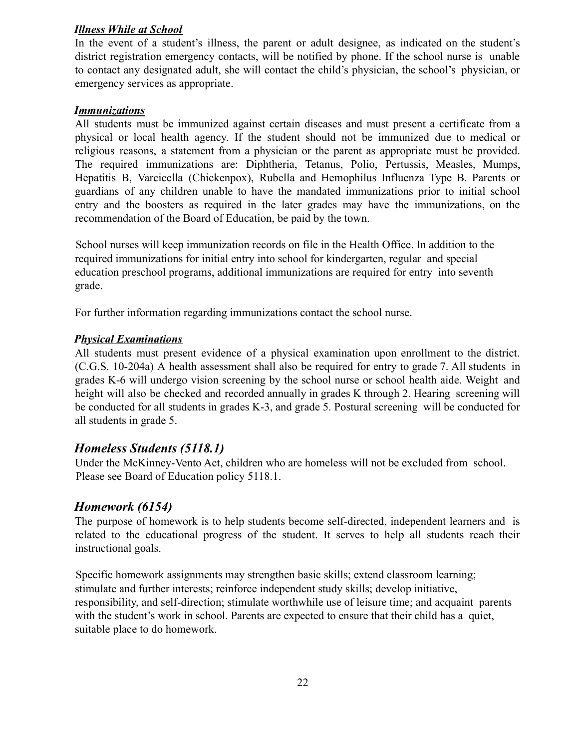***Illness While at School***

In the event of a student's illness, the parent or adult designee, as indicated on the student's district registration emergency contacts, will be notified by phone. If the school nurse is unable to contact any designated adult, she will contact the child's physician, the school's physician, or emergency services as appropriate.

***Immunizations***

All students must be immunized against certain diseases and must present a certificate from a physical or local health agency. If the student should not be immunized due to medical or religious reasons, a statement from a physician or the parent as appropriate must be provided. The required immunizations are: Diphtheria, Tetanus, Polio, Pertussis, Measles, Mumps, Hepatitis B, Varcicella (Chickenpox), Rubella and Hemophilus Influenza Type B. Parents or guardians of any children unable to have the mandated immunizations prior to initial school entry and the boosters as required in the later grades may have the immunizations, on the recommendation of the Board of Education, be paid by the town.

School nurses will keep immunization records on file in the Health Office. In addition to the required immunizations for initial entry into school for kindergarten, regular and special education preschool programs, additional immunizations are required for entry into seventh grade.

For further information regarding immunizations contact the school nurse.

***Physical Examinations***

All students must present evidence of a physical examination upon enrollment to the district. (C.G.S. 10-204a) A health assessment shall also be required for entry to grade 7. All students in grades K-6 will undergo vision screening by the school nurse or school health aide. Weight and height will also be checked and recorded annually in grades K through 2. Hearing screening will be conducted for all students in grades K-3, and grade 5. Postural screening will be conducted for all students in grade 5.

## *Homeless Students (5118.1)*

Under the McKinney-Vento Act, children who are homeless will not be excluded from school. Please see Board of Education policy 5118.1.

## *Homework (6154)*

The purpose of homework is to help students become self-directed, independent learners and is related to the educational progress of the student. It serves to help all students reach their instructional goals.

Specific homework assignments may strengthen basic skills; extend classroom learning; stimulate and further interests; reinforce independent study skills; develop initiative, responsibility, and self-direction; stimulate worthwhile use of leisure time; and acquaint parents with the student's work in school. Parents are expected to ensure that their child has a quiet, suitable place to do homework.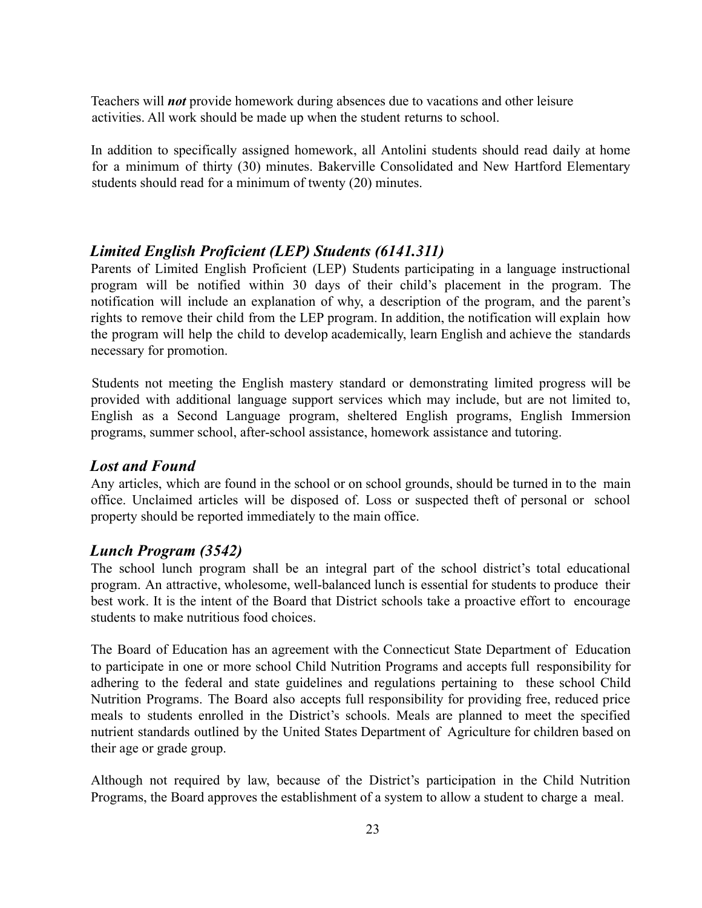Teachers will ***not*** provide homework during absences due to vacations and other leisure activities. All work should be made up when the student returns to school.

In addition to specifically assigned homework, all Antolini students should read daily at home for a minimum of thirty (30) minutes. Bakerville Consolidated and New Hartford Elementary students should read for a minimum of twenty (20) minutes.

### *Limited English Proficient (LEP) Students (6141.311)*

Parents of Limited English Proficient (LEP) Students participating in a language instructional program will be notified within 30 days of their child's placement in the program. The notification will include an explanation of why, a description of the program, and the parent's rights to remove their child from the LEP program. In addition, the notification will explain how the program will help the child to develop academically, learn English and achieve the standards necessary for promotion.

Students not meeting the English mastery standard or demonstrating limited progress will be provided with additional language support services which may include, but are not limited to, English as a Second Language program, sheltered English programs, English Immersion programs, summer school, after-school assistance, homework assistance and tutoring.

### *Lost and Found*

Any articles, which are found in the school or on school grounds, should be turned in to the main office. Unclaimed articles will be disposed of. Loss or suspected theft of personal or school property should be reported immediately to the main office.

### *Lunch Program (3542)*

The school lunch program shall be an integral part of the school district's total educational program. An attractive, wholesome, well-balanced lunch is essential for students to produce their best work. It is the intent of the Board that District schools take a proactive effort to encourage students to make nutritious food choices.

The Board of Education has an agreement with the Connecticut State Department of Education to participate in one or more school Child Nutrition Programs and accepts full responsibility for adhering to the federal and state guidelines and regulations pertaining to these school Child Nutrition Programs. The Board also accepts full responsibility for providing free, reduced price meals to students enrolled in the District's schools. Meals are planned to meet the specified nutrient standards outlined by the United States Department of Agriculture for children based on their age or grade group.

Although not required by law, because of the District's participation in the Child Nutrition Programs, the Board approves the establishment of a system to allow a student to charge a meal.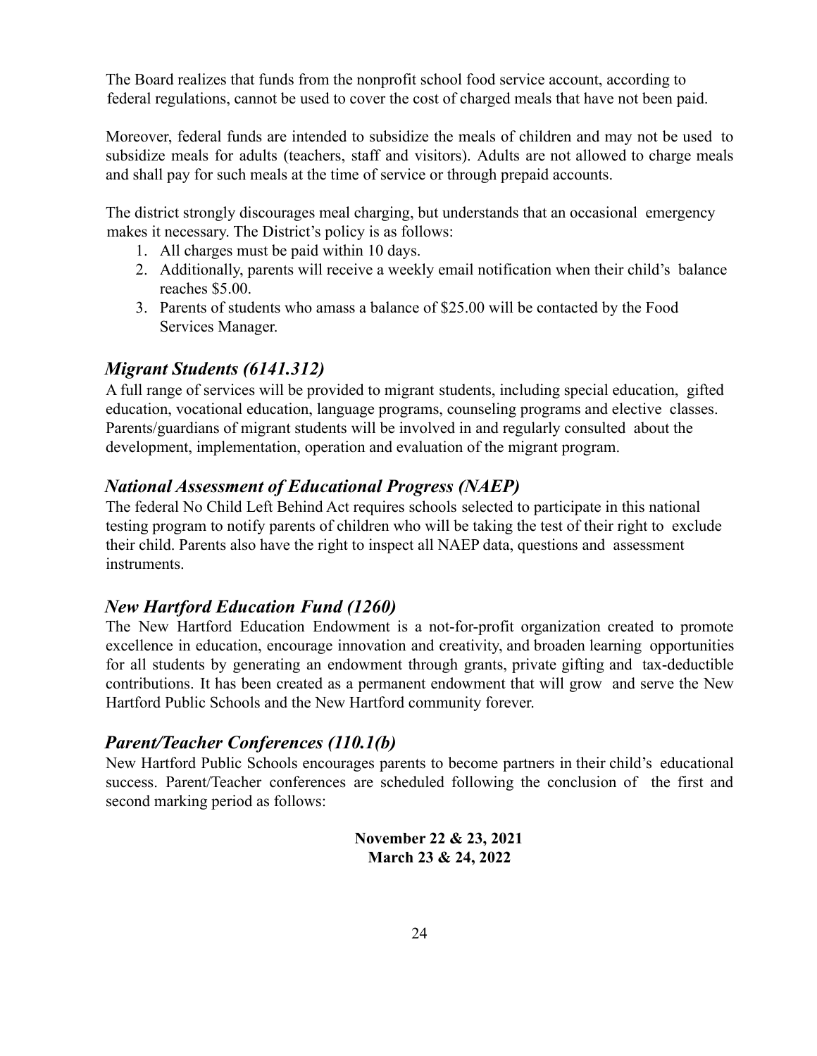The Board realizes that funds from the nonprofit school food service account, according to federal regulations, cannot be used to cover the cost of charged meals that have not been paid.

Moreover, federal funds are intended to subsidize the meals of children and may not be used to subsidize meals for adults (teachers, staff and visitors). Adults are not allowed to charge meals and shall pay for such meals at the time of service or through prepaid accounts.

The district strongly discourages meal charging, but understands that an occasional emergency makes it necessary. The District's policy is as follows:

1. All charges must be paid within 10 days.
2. Additionally, parents will receive a weekly email notification when their child's balance reaches $5.00.
3. Parents of students who amass a balance of $25.00 will be contacted by the Food Services Manager.

### *Migrant Students (6141.312)*

A full range of services will be provided to migrant students, including special education, gifted education, vocational education, language programs, counseling programs and elective classes. Parents/guardians of migrant students will be involved in and regularly consulted about the development, implementation, operation and evaluation of the migrant program.

### *National Assessment of Educational Progress (NAEP)*

The federal No Child Left Behind Act requires schools selected to participate in this national testing program to notify parents of children who will be taking the test of their right to exclude their child. Parents also have the right to inspect all NAEP data, questions and assessment instruments.

### *New Hartford Education Fund (1260)*

The New Hartford Education Endowment is a not-for-profit organization created to promote excellence in education, encourage innovation and creativity, and broaden learning opportunities for all students by generating an endowment through grants, private gifting and tax-deductible contributions. It has been created as a permanent endowment that will grow and serve the New Hartford Public Schools and the New Hartford community forever.

### *Parent/Teacher Conferences (110.1(b)*

New Hartford Public Schools encourages parents to become partners in their child's educational success. Parent/Teacher conferences are scheduled following the conclusion of the first and second marking period as follows:

**November 22 & 23, 2021**
**March 23 & 24, 2022**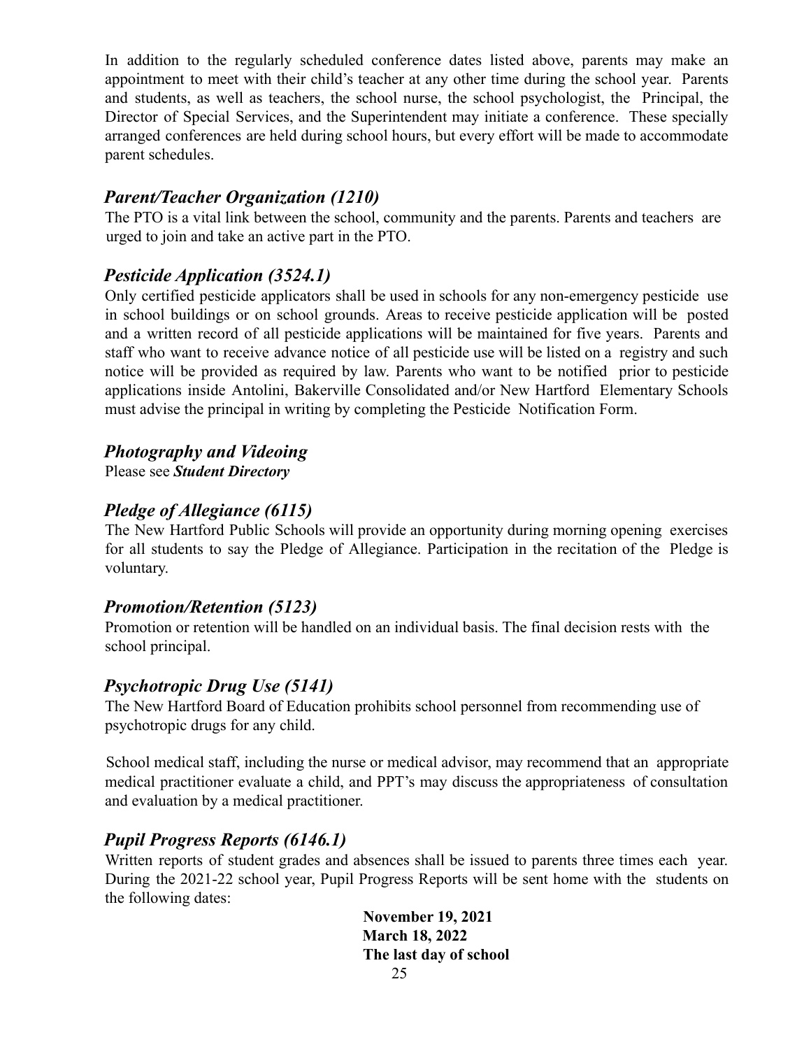In addition to the regularly scheduled conference dates listed above, parents may make an appointment to meet with their child's teacher at any other time during the school year. Parents and students, as well as teachers, the school nurse, the school psychologist, the Principal, the Director of Special Services, and the Superintendent may initiate a conference. These specially arranged conferences are held during school hours, but every effort will be made to accommodate parent schedules.

### *Parent/Teacher Organization (1210)*

The PTO is a vital link between the school, community and the parents. Parents and teachers are urged to join and take an active part in the PTO.

### *Pesticide Application (3524.1)*

Only certified pesticide applicators shall be used in schools for any non-emergency pesticide use in school buildings or on school grounds. Areas to receive pesticide application will be posted and a written record of all pesticide applications will be maintained for five years. Parents and staff who want to receive advance notice of all pesticide use will be listed on a registry and such notice will be provided as required by law. Parents who want to be notified prior to pesticide applications inside Antolini, Bakerville Consolidated and/or New Hartford Elementary Schools must advise the principal in writing by completing the Pesticide Notification Form.

### *Photography and Videoing*

Please see ***Student Directory***

### *Pledge of Allegiance (6115)*

The New Hartford Public Schools will provide an opportunity during morning opening exercises for all students to say the Pledge of Allegiance. Participation in the recitation of the Pledge is voluntary.

### *Promotion/Retention (5123)*

Promotion or retention will be handled on an individual basis. The final decision rests with the school principal.

### *Psychotropic Drug Use (5141)*

The New Hartford Board of Education prohibits school personnel from recommending use of psychotropic drugs for any child.

School medical staff, including the nurse or medical advisor, may recommend that an appropriate medical practitioner evaluate a child, and PPT's may discuss the appropriateness of consultation and evaluation by a medical practitioner.

### *Pupil Progress Reports (6146.1)*

Written reports of student grades and absences shall be issued to parents three times each year. During the 2021-22 school year, Pupil Progress Reports will be sent home with the students on the following dates:

**November 19, 2021**
**March 18, 2022**
**The last day of school**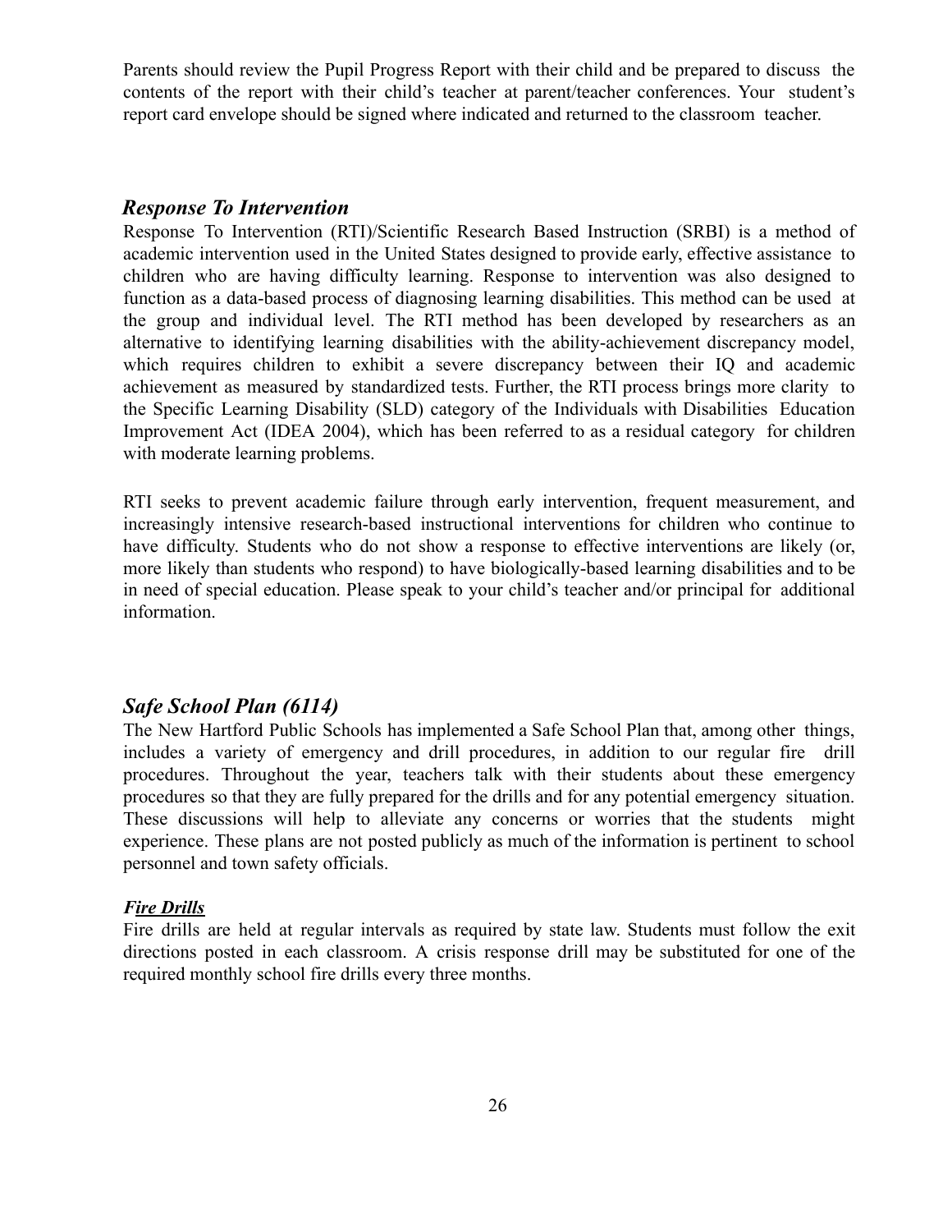Parents should review the Pupil Progress Report with their child and be prepared to discuss the contents of the report with their child's teacher at parent/teacher conferences. Your student's report card envelope should be signed where indicated and returned to the classroom teacher.

## *Response To Intervention*

Response To Intervention (RTI)/Scientific Research Based Instruction (SRBI) is a method of academic intervention used in the United States designed to provide early, effective assistance to children who are having difficulty learning. Response to intervention was also designed to function as a data-based process of diagnosing learning disabilities. This method can be used at the group and individual level. The RTI method has been developed by researchers as an alternative to identifying learning disabilities with the ability-achievement discrepancy model, which requires children to exhibit a severe discrepancy between their IQ and academic achievement as measured by standardized tests. Further, the RTI process brings more clarity to the Specific Learning Disability (SLD) category of the Individuals with Disabilities Education Improvement Act (IDEA 2004), which has been referred to as a residual category for children with moderate learning problems.

RTI seeks to prevent academic failure through early intervention, frequent measurement, and increasingly intensive research-based instructional interventions for children who continue to have difficulty. Students who do not show a response to effective interventions are likely (or, more likely than students who respond) to have biologically-based learning disabilities and to be in need of special education. Please speak to your child's teacher and/or principal for additional information.

## *Safe School Plan (6114)*

The New Hartford Public Schools has implemented a Safe School Plan that, among other things, includes a variety of emergency and drill procedures, in addition to our regular fire drill procedures. Throughout the year, teachers talk with their students about these emergency procedures so that they are fully prepared for the drills and for any potential emergency situation. These discussions will help to alleviate any concerns or worries that the students might experience. These plans are not posted publicly as much of the information is pertinent to school personnel and town safety officials.

### ***Fire Drills***

Fire drills are held at regular intervals as required by state law. Students must follow the exit directions posted in each classroom. A crisis response drill may be substituted for one of the required monthly school fire drills every three months.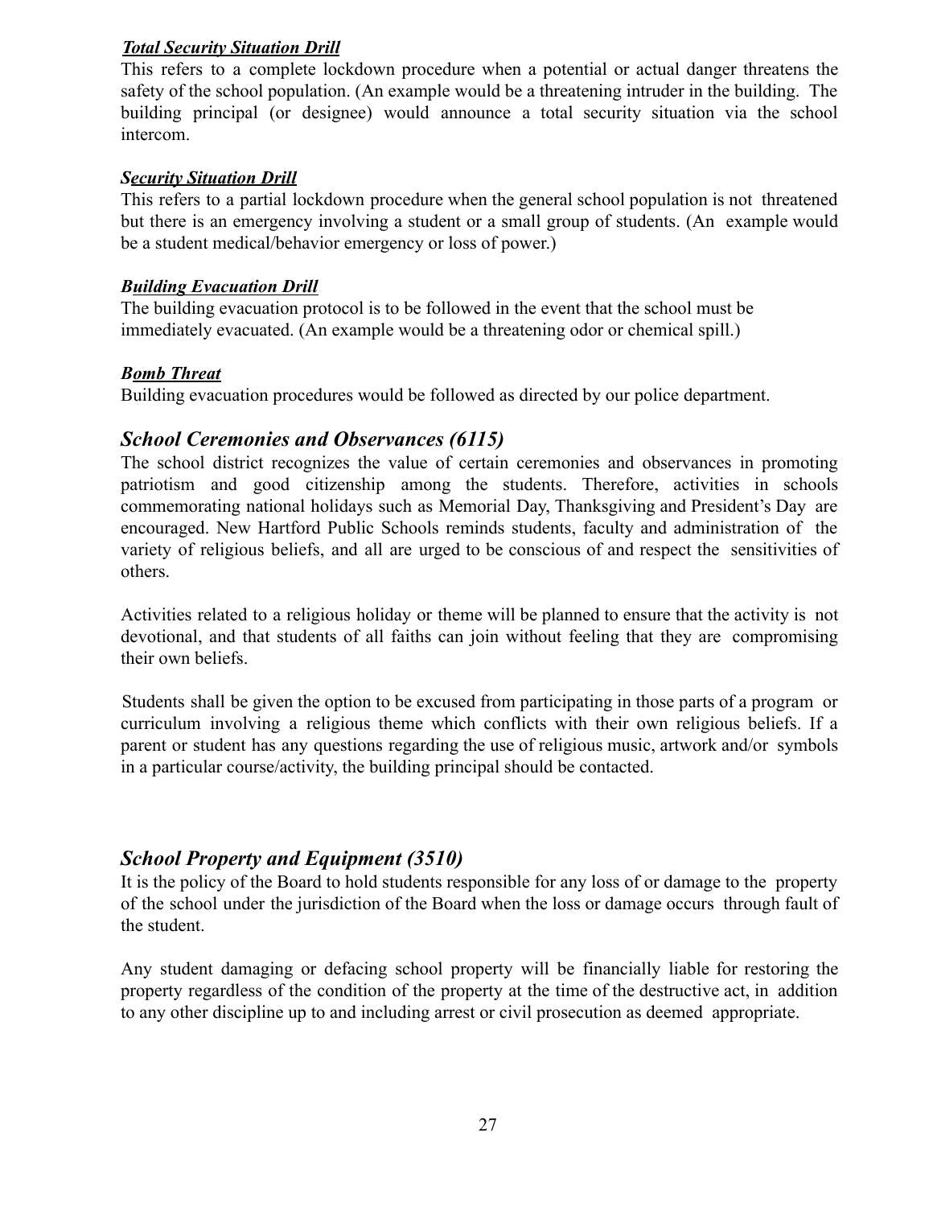***Total Security Situation Drill***

This refers to a complete lockdown procedure when a potential or actual danger threatens the safety of the school population. (An example would be a threatening intruder in the building. The building principal (or designee) would announce a total security situation via the school intercom.

***Security Situation Drill***

This refers to a partial lockdown procedure when the general school population is not threatened but there is an emergency involving a student or a small group of students. (An example would be a student medical/behavior emergency or loss of power.)

***Building Evacuation Drill***

The building evacuation protocol is to be followed in the event that the school must be immediately evacuated. (An example would be a threatening odor or chemical spill.)

***Bomb Threat***

Building evacuation procedures would be followed as directed by our police department.

## *School Ceremonies and Observances (6115)*

The school district recognizes the value of certain ceremonies and observances in promoting patriotism and good citizenship among the students. Therefore, activities in schools commemorating national holidays such as Memorial Day, Thanksgiving and President's Day are encouraged. New Hartford Public Schools reminds students, faculty and administration of the variety of religious beliefs, and all are urged to be conscious of and respect the sensitivities of others.

Activities related to a religious holiday or theme will be planned to ensure that the activity is not devotional, and that students of all faiths can join without feeling that they are compromising their own beliefs.

Students shall be given the option to be excused from participating in those parts of a program or curriculum involving a religious theme which conflicts with their own religious beliefs. If a parent or student has any questions regarding the use of religious music, artwork and/or symbols in a particular course/activity, the building principal should be contacted.

## *School Property and Equipment (3510)*

It is the policy of the Board to hold students responsible for any loss of or damage to the property of the school under the jurisdiction of the Board when the loss or damage occurs through fault of the student.

Any student damaging or defacing school property will be financially liable for restoring the property regardless of the condition of the property at the time of the destructive act, in addition to any other discipline up to and including arrest or civil prosecution as deemed appropriate.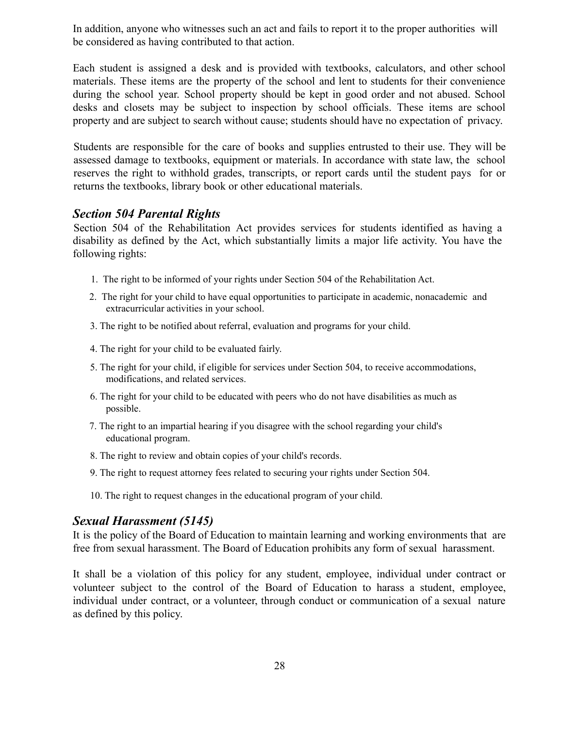In addition, anyone who witnesses such an act and fails to report it to the proper authorities will be considered as having contributed to that action.

Each student is assigned a desk and is provided with textbooks, calculators, and other school materials. These items are the property of the school and lent to students for their convenience during the school year. School property should be kept in good order and not abused. School desks and closets may be subject to inspection by school officials. These items are school property and are subject to search without cause; students should have no expectation of privacy.

Students are responsible for the care of books and supplies entrusted to their use. They will be assessed damage to textbooks, equipment or materials. In accordance with state law, the school reserves the right to withhold grades, transcripts, or report cards until the student pays for or returns the textbooks, library book or other educational materials.

### *Section 504 Parental Rights*

Section 504 of the Rehabilitation Act provides services for students identified as having a disability as defined by the Act, which substantially limits a major life activity. You have the following rights:

1. The right to be informed of your rights under Section 504 of the Rehabilitation Act.
2. The right for your child to have equal opportunities to participate in academic, nonacademic and extracurricular activities in your school.
3. The right to be notified about referral, evaluation and programs for your child.
4. The right for your child to be evaluated fairly.
5. The right for your child, if eligible for services under Section 504, to receive accommodations, modifications, and related services.
6. The right for your child to be educated with peers who do not have disabilities as much as possible.
7. The right to an impartial hearing if you disagree with the school regarding your child's educational program.
8. The right to review and obtain copies of your child's records.
9. The right to request attorney fees related to securing your rights under Section 504.
10. The right to request changes in the educational program of your child.

### *Sexual Harassment (5145)*

It is the policy of the Board of Education to maintain learning and working environments that are free from sexual harassment. The Board of Education prohibits any form of sexual harassment.

It shall be a violation of this policy for any student, employee, individual under contract or volunteer subject to the control of the Board of Education to harass a student, employee, individual under contract, or a volunteer, through conduct or communication of a sexual nature as defined by this policy.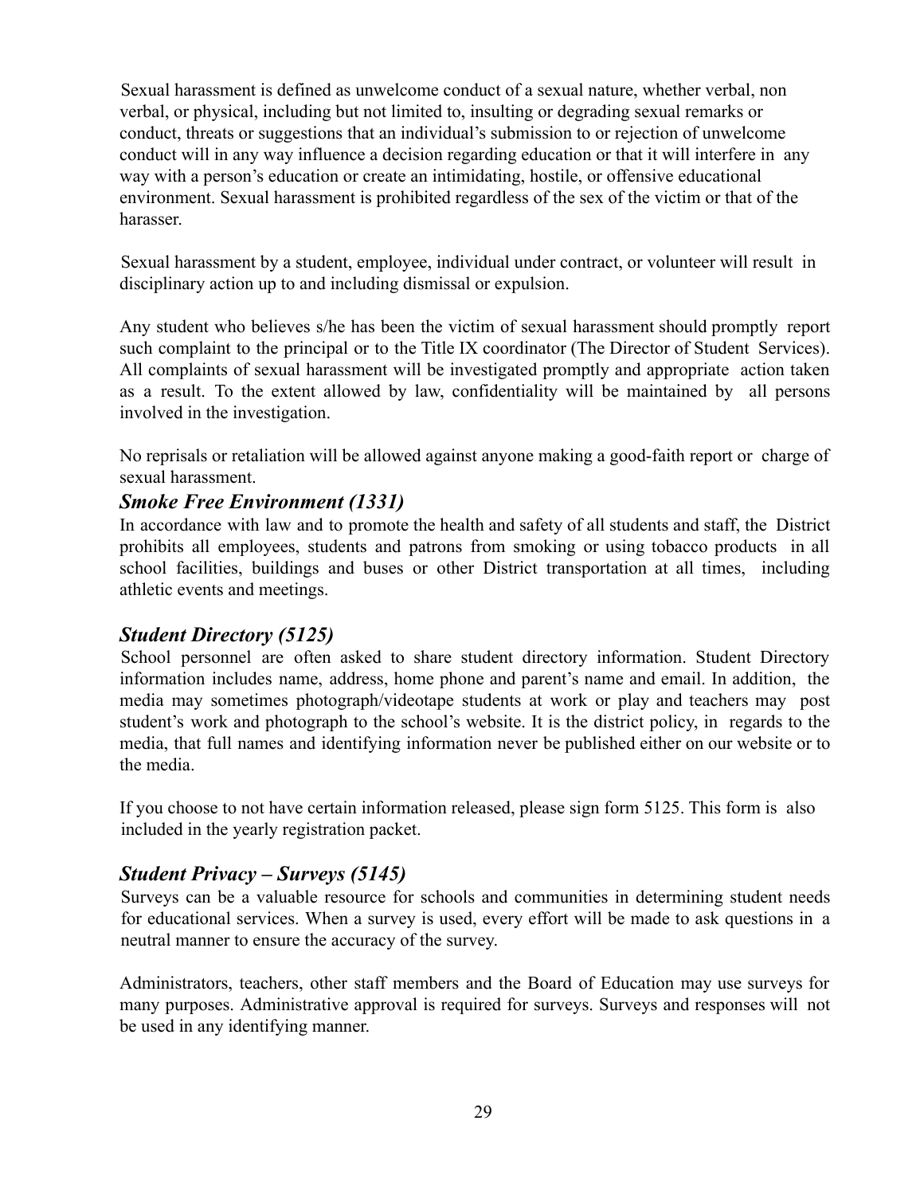Sexual harassment is defined as unwelcome conduct of a sexual nature, whether verbal, non verbal, or physical, including but not limited to, insulting or degrading sexual remarks or conduct, threats or suggestions that an individual's submission to or rejection of unwelcome conduct will in any way influence a decision regarding education or that it will interfere in any way with a person's education or create an intimidating, hostile, or offensive educational environment. Sexual harassment is prohibited regardless of the sex of the victim or that of the harasser.

Sexual harassment by a student, employee, individual under contract, or volunteer will result in disciplinary action up to and including dismissal or expulsion.

Any student who believes s/he has been the victim of sexual harassment should promptly report such complaint to the principal or to the Title IX coordinator (The Director of Student Services). All complaints of sexual harassment will be investigated promptly and appropriate action taken as a result. To the extent allowed by law, confidentiality will be maintained by all persons involved in the investigation.

No reprisals or retaliation will be allowed against anyone making a good-faith report or charge of sexual harassment.

### *Smoke Free Environment (1331)*

In accordance with law and to promote the health and safety of all students and staff, the District prohibits all employees, students and patrons from smoking or using tobacco products in all school facilities, buildings and buses or other District transportation at all times, including athletic events and meetings.

### *Student Directory (5125)*

School personnel are often asked to share student directory information. Student Directory information includes name, address, home phone and parent's name and email. In addition, the media may sometimes photograph/videotape students at work or play and teachers may post student's work and photograph to the school's website. It is the district policy, in regards to the media, that full names and identifying information never be published either on our website or to the media.

If you choose to not have certain information released, please sign form 5125. This form is also included in the yearly registration packet.

### *Student Privacy – Surveys (5145)*

Surveys can be a valuable resource for schools and communities in determining student needs for educational services. When a survey is used, every effort will be made to ask questions in a neutral manner to ensure the accuracy of the survey.

Administrators, teachers, other staff members and the Board of Education may use surveys for many purposes. Administrative approval is required for surveys. Surveys and responses will not be used in any identifying manner.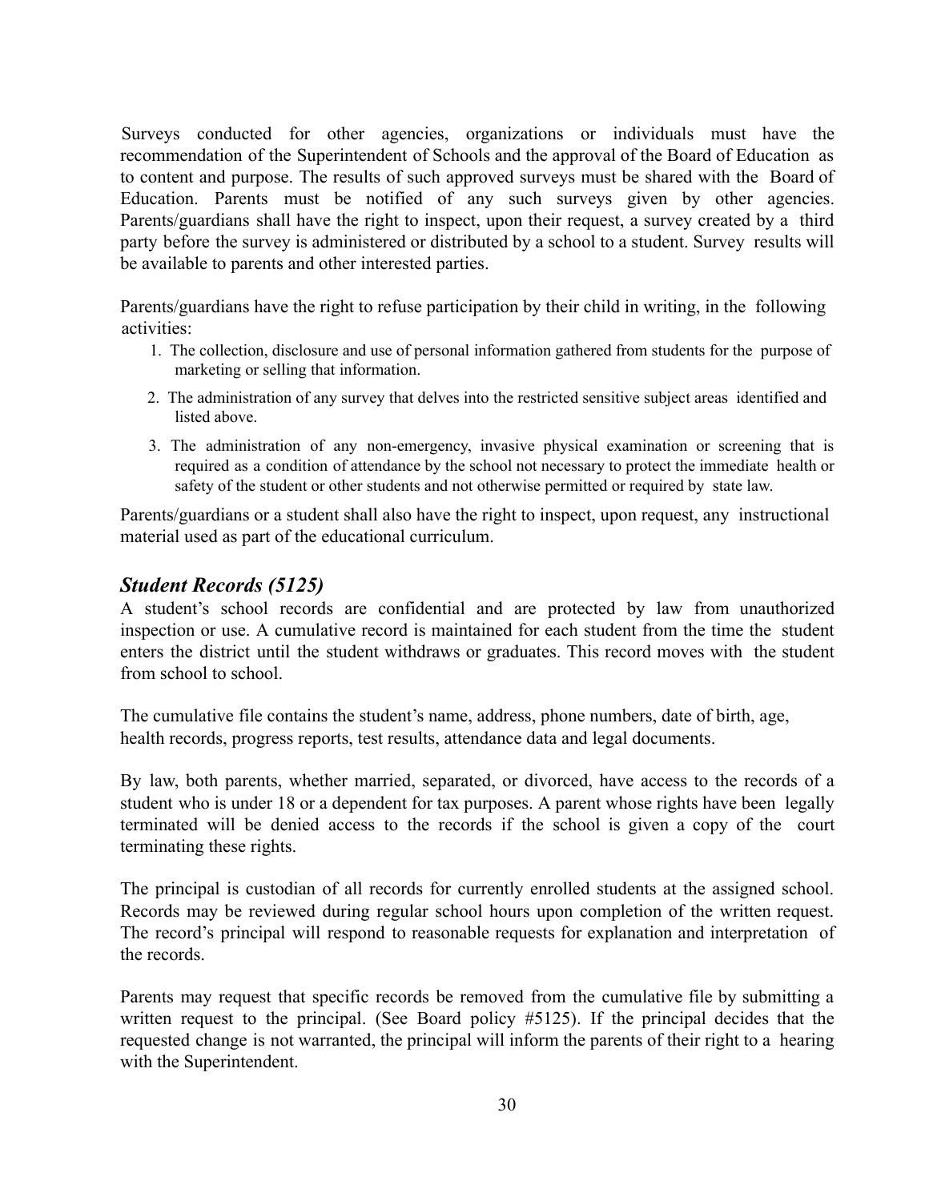Surveys conducted for other agencies, organizations or individuals must have the recommendation of the Superintendent of Schools and the approval of the Board of Education as to content and purpose. The results of such approved surveys must be shared with the Board of Education. Parents must be notified of any such surveys given by other agencies. Parents/guardians shall have the right to inspect, upon their request, a survey created by a third party before the survey is administered or distributed by a school to a student. Survey results will be available to parents and other interested parties.

Parents/guardians have the right to refuse participation by their child in writing, in the following activities:

1. The collection, disclosure and use of personal information gathered from students for the purpose of marketing or selling that information.
2. The administration of any survey that delves into the restricted sensitive subject areas identified and listed above.
3. The administration of any non-emergency, invasive physical examination or screening that is required as a condition of attendance by the school not necessary to protect the immediate health or safety of the student or other students and not otherwise permitted or required by state law.

Parents/guardians or a student shall also have the right to inspect, upon request, any instructional material used as part of the educational curriculum.

## *Student Records (5125)*

A student's school records are confidential and are protected by law from unauthorized inspection or use. A cumulative record is maintained for each student from the time the student enters the district until the student withdraws or graduates. This record moves with the student from school to school.

The cumulative file contains the student's name, address, phone numbers, date of birth, age, health records, progress reports, test results, attendance data and legal documents.

By law, both parents, whether married, separated, or divorced, have access to the records of a student who is under 18 or a dependent for tax purposes. A parent whose rights have been legally terminated will be denied access to the records if the school is given a copy of the court terminating these rights.

The principal is custodian of all records for currently enrolled students at the assigned school. Records may be reviewed during regular school hours upon completion of the written request. The record's principal will respond to reasonable requests for explanation and interpretation of the records.

Parents may request that specific records be removed from the cumulative file by submitting a written request to the principal. (See Board policy #5125). If the principal decides that the requested change is not warranted, the principal will inform the parents of their right to a hearing with the Superintendent.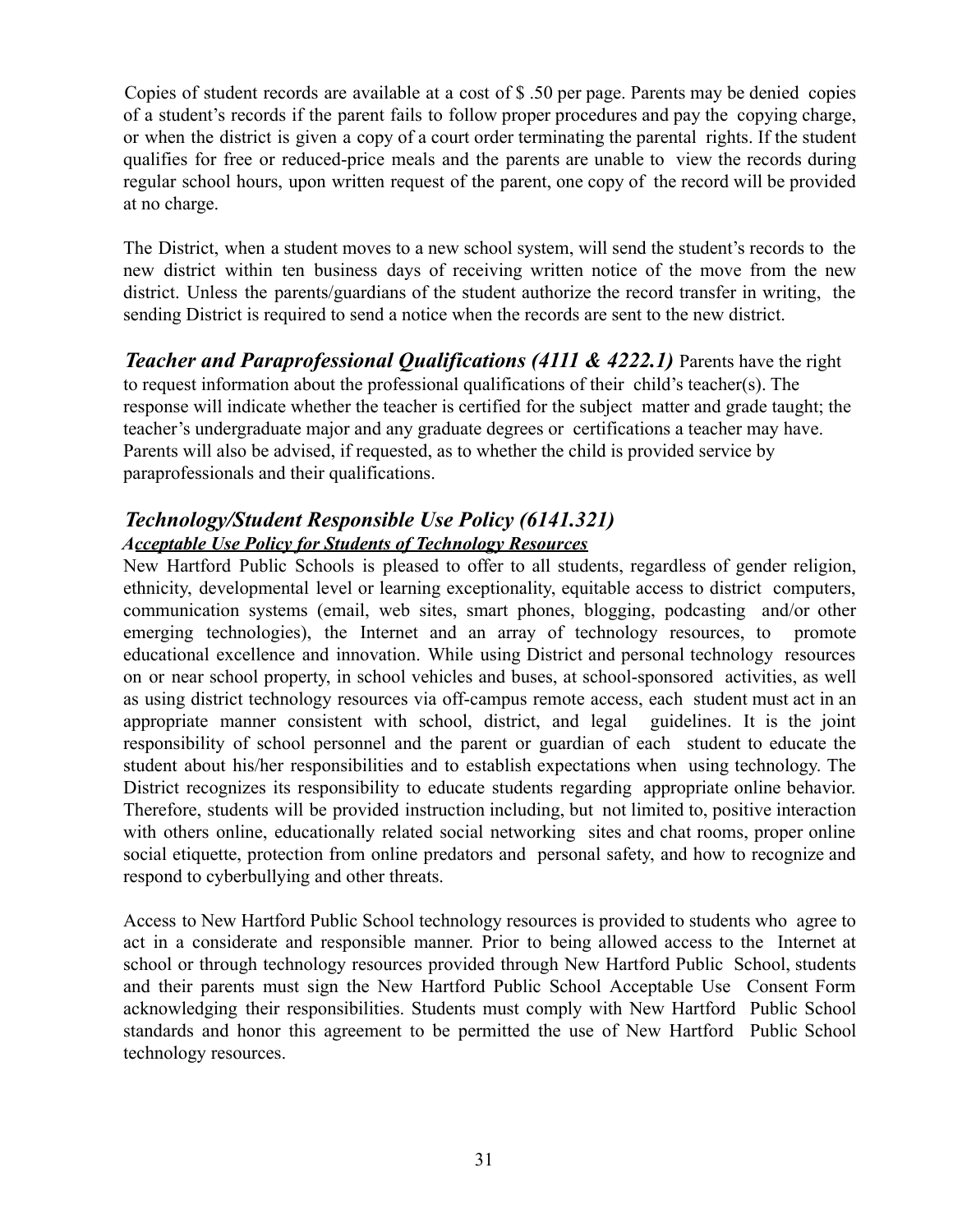Copies of student records are available at a cost of $ .50 per page. Parents may be denied copies of a student's records if the parent fails to follow proper procedures and pay the copying charge, or when the district is given a copy of a court order terminating the parental rights. If the student qualifies for free or reduced-price meals and the parents are unable to view the records during regular school hours, upon written request of the parent, one copy of the record will be provided at no charge.

The District, when a student moves to a new school system, will send the student's records to the new district within ten business days of receiving written notice of the move from the new district. Unless the parents/guardians of the student authorize the record transfer in writing, the sending District is required to send a notice when the records are sent to the new district.

***Teacher and Paraprofessional Qualifications (4111 & 4222.1)*** Parents have the right to request information about the professional qualifications of their child's teacher(s). The response will indicate whether the teacher is certified for the subject matter and grade taught; the teacher's undergraduate major and any graduate degrees or certifications a teacher may have. Parents will also be advised, if requested, as to whether the child is provided service by paraprofessionals and their qualifications.

### *Technology/Student Responsible Use Policy (6141.321)*

***Acceptable Use Policy for Students of Technology Resources***

New Hartford Public Schools is pleased to offer to all students, regardless of gender religion, ethnicity, developmental level or learning exceptionality, equitable access to district computers, communication systems (email, web sites, smart phones, blogging, podcasting and/or other emerging technologies), the Internet and an array of technology resources, to promote educational excellence and innovation. While using District and personal technology resources on or near school property, in school vehicles and buses, at school-sponsored activities, as well as using district technology resources via off-campus remote access, each student must act in an appropriate manner consistent with school, district, and legal guidelines. It is the joint responsibility of school personnel and the parent or guardian of each student to educate the student about his/her responsibilities and to establish expectations when using technology. The District recognizes its responsibility to educate students regarding appropriate online behavior. Therefore, students will be provided instruction including, but not limited to, positive interaction with others online, educationally related social networking sites and chat rooms, proper online social etiquette, protection from online predators and personal safety, and how to recognize and respond to cyberbullying and other threats.

Access to New Hartford Public School technology resources is provided to students who agree to act in a considerate and responsible manner. Prior to being allowed access to the Internet at school or through technology resources provided through New Hartford Public School, students and their parents must sign the New Hartford Public School Acceptable Use Consent Form acknowledging their responsibilities. Students must comply with New Hartford Public School standards and honor this agreement to be permitted the use of New Hartford Public School technology resources.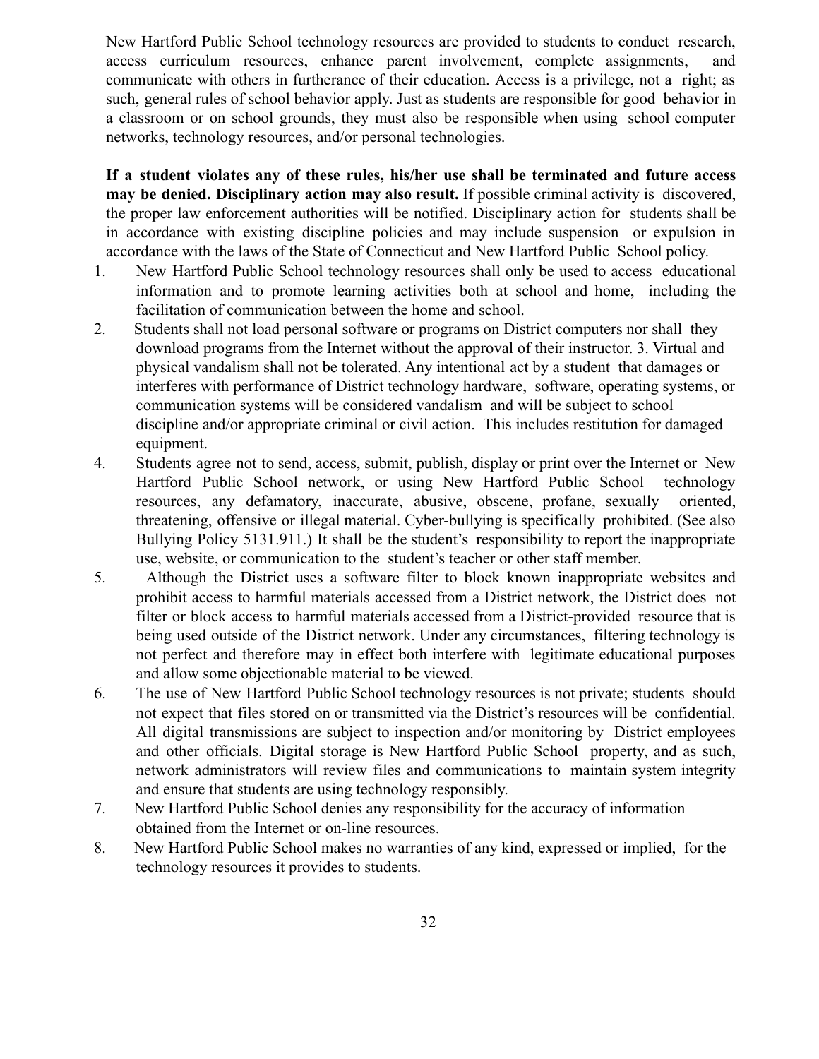New Hartford Public School technology resources are provided to students to conduct research, access curriculum resources, enhance parent involvement, complete assignments, and communicate with others in furtherance of their education. Access is a privilege, not a right; as such, general rules of school behavior apply. Just as students are responsible for good behavior in a classroom or on school grounds, they must also be responsible when using school computer networks, technology resources, and/or personal technologies.

**If a student violates any of these rules, his/her use shall be terminated and future access may be denied. Disciplinary action may also result.** If possible criminal activity is discovered, the proper law enforcement authorities will be notified. Disciplinary action for students shall be in accordance with existing discipline policies and may include suspension or expulsion in accordance with the laws of the State of Connecticut and New Hartford Public School policy.

1. New Hartford Public School technology resources shall only be used to access educational information and to promote learning activities both at school and home, including the facilitation of communication between the home and school.
2. Students shall not load personal software or programs on District computers nor shall they download programs from the Internet without the approval of their instructor. 3. Virtual and physical vandalism shall not be tolerated. Any intentional act by a student that damages or interferes with performance of District technology hardware, software, operating systems, or communication systems will be considered vandalism and will be subject to school discipline and/or appropriate criminal or civil action. This includes restitution for damaged equipment.
4. Students agree not to send, access, submit, publish, display or print over the Internet or New Hartford Public School network, or using New Hartford Public School technology resources, any defamatory, inaccurate, abusive, obscene, profane, sexually oriented, threatening, offensive or illegal material. Cyber-bullying is specifically prohibited. (See also Bullying Policy 5131.911.) It shall be the student's responsibility to report the inappropriate use, website, or communication to the student's teacher or other staff member.
5. Although the District uses a software filter to block known inappropriate websites and prohibit access to harmful materials accessed from a District network, the District does not filter or block access to harmful materials accessed from a District-provided resource that is being used outside of the District network. Under any circumstances, filtering technology is not perfect and therefore may in effect both interfere with legitimate educational purposes and allow some objectionable material to be viewed.
6. The use of New Hartford Public School technology resources is not private; students should not expect that files stored on or transmitted via the District's resources will be confidential. All digital transmissions are subject to inspection and/or monitoring by District employees and other officials. Digital storage is New Hartford Public School property, and as such, network administrators will review files and communications to maintain system integrity and ensure that students are using technology responsibly.
7. New Hartford Public School denies any responsibility for the accuracy of information obtained from the Internet or on-line resources.
8. New Hartford Public School makes no warranties of any kind, expressed or implied, for the technology resources it provides to students.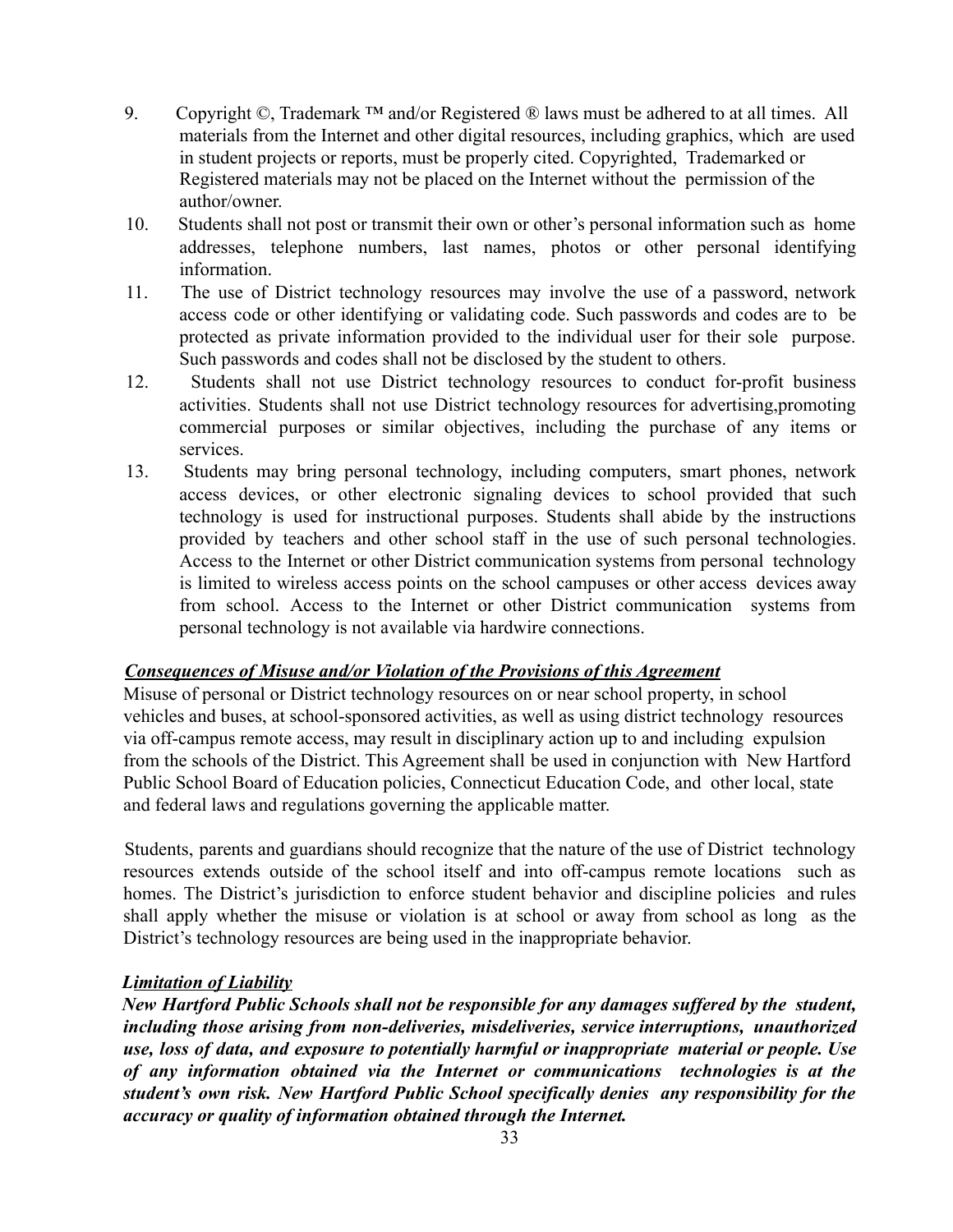9. Copyright ©, Trademark ™ and/or Registered ® laws must be adhered to at all times. All materials from the Internet and other digital resources, including graphics, which are used in student projects or reports, must be properly cited. Copyrighted, Trademarked or Registered materials may not be placed on the Internet without the permission of the author/owner.
10. Students shall not post or transmit their own or other's personal information such as home addresses, telephone numbers, last names, photos or other personal identifying information.
11. The use of District technology resources may involve the use of a password, network access code or other identifying or validating code. Such passwords and codes are to be protected as private information provided to the individual user for their sole purpose. Such passwords and codes shall not be disclosed by the student to others.
12. Students shall not use District technology resources to conduct for-profit business activities. Students shall not use District technology resources for advertising,promoting commercial purposes or similar objectives, including the purchase of any items or services.
13. Students may bring personal technology, including computers, smart phones, network access devices, or other electronic signaling devices to school provided that such technology is used for instructional purposes. Students shall abide by the instructions provided by teachers and other school staff in the use of such personal technologies. Access to the Internet or other District communication systems from personal technology is limited to wireless access points on the school campuses or other access devices away from school. Access to the Internet or other District communication systems from personal technology is not available via hardwire connections.

***Consequences of Misuse and/or Violation of the Provisions of this Agreement***

Misuse of personal or District technology resources on or near school property, in school vehicles and buses, at school-sponsored activities, as well as using district technology resources via off-campus remote access, may result in disciplinary action up to and including expulsion from the schools of the District. This Agreement shall be used in conjunction with New Hartford Public School Board of Education policies, Connecticut Education Code, and other local, state and federal laws and regulations governing the applicable matter.

Students, parents and guardians should recognize that the nature of the use of District technology resources extends outside of the school itself and into off-campus remote locations such as homes. The District's jurisdiction to enforce student behavior and discipline policies and rules shall apply whether the misuse or violation is at school or away from school as long as the District's technology resources are being used in the inappropriate behavior.

***Limitation of Liability***

***New Hartford Public Schools shall not be responsible for any damages suffered by the student, including those arising from non-deliveries, misdeliveries, service interruptions, unauthorized use, loss of data, and exposure to potentially harmful or inappropriate material or people. Use of any information obtained via the Internet or communications technologies is at the student's own risk. New Hartford Public School specifically denies any responsibility for the accuracy or quality of information obtained through the Internet.***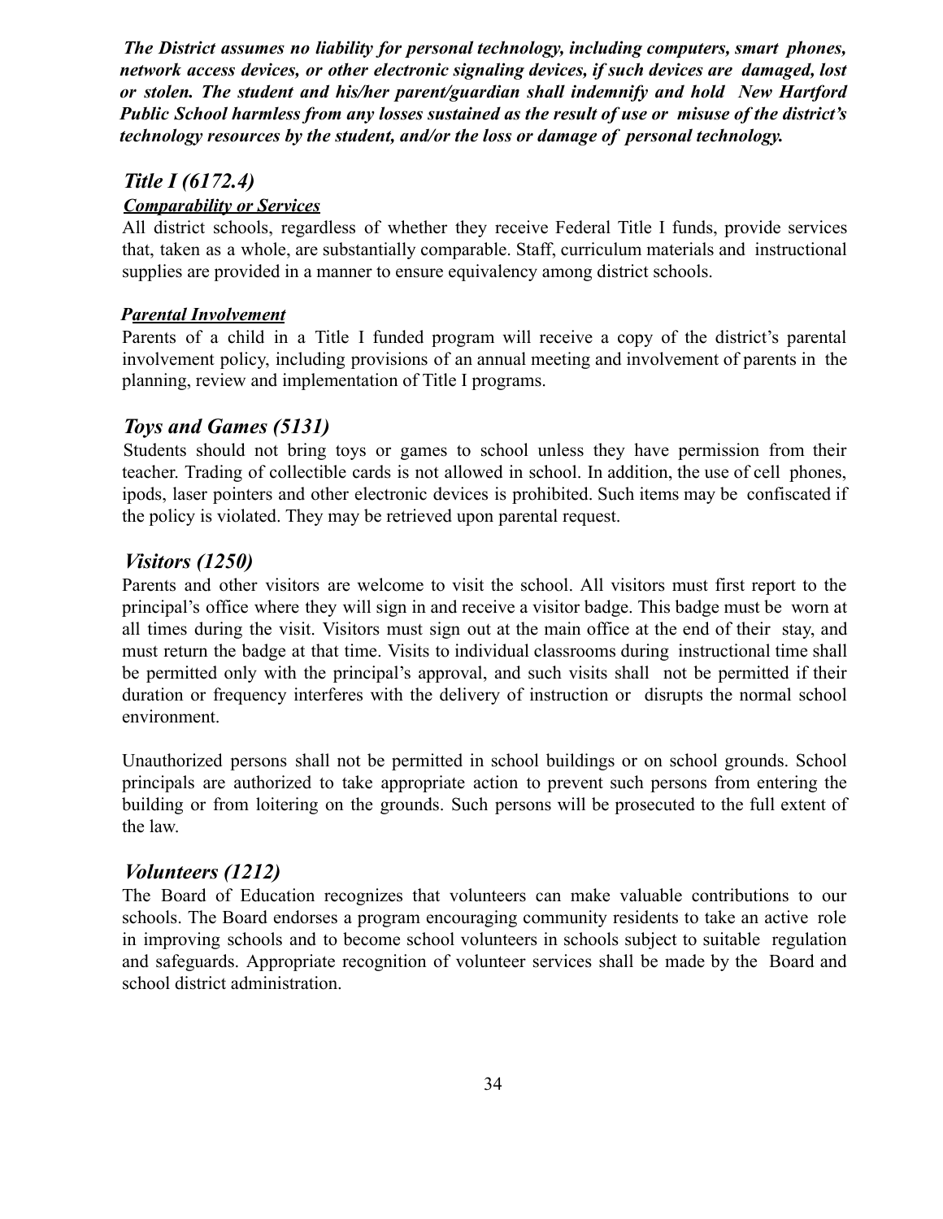***The District assumes no liability for personal technology, including computers, smart phones, network access devices, or other electronic signaling devices, if such devices are damaged, lost or stolen. The student and his/her parent/guardian shall indemnify and hold New Hartford Public School harmless from any losses sustained as the result of use or misuse of the district's technology resources by the student, and/or the loss or damage of personal technology.***

## *Title I (6172.4)*

***Comparability or Services***

All district schools, regardless of whether they receive Federal Title I funds, provide services that, taken as a whole, are substantially comparable. Staff, curriculum materials and instructional supplies are provided in a manner to ensure equivalency among district schools.

***Parental Involvement***

Parents of a child in a Title I funded program will receive a copy of the district's parental involvement policy, including provisions of an annual meeting and involvement of parents in the planning, review and implementation of Title I programs.

## *Toys and Games (5131)*

Students should not bring toys or games to school unless they have permission from their teacher. Trading of collectible cards is not allowed in school. In addition, the use of cell phones, ipods, laser pointers and other electronic devices is prohibited. Such items may be confiscated if the policy is violated. They may be retrieved upon parental request.

## *Visitors (1250)*

Parents and other visitors are welcome to visit the school. All visitors must first report to the principal's office where they will sign in and receive a visitor badge. This badge must be worn at all times during the visit. Visitors must sign out at the main office at the end of their stay, and must return the badge at that time. Visits to individual classrooms during instructional time shall be permitted only with the principal's approval, and such visits shall not be permitted if their duration or frequency interferes with the delivery of instruction or disrupts the normal school environment.

Unauthorized persons shall not be permitted in school buildings or on school grounds. School principals are authorized to take appropriate action to prevent such persons from entering the building or from loitering on the grounds. Such persons will be prosecuted to the full extent of the law.

## *Volunteers (1212)*

The Board of Education recognizes that volunteers can make valuable contributions to our schools. The Board endorses a program encouraging community residents to take an active role in improving schools and to become school volunteers in schools subject to suitable regulation and safeguards. Appropriate recognition of volunteer services shall be made by the Board and school district administration.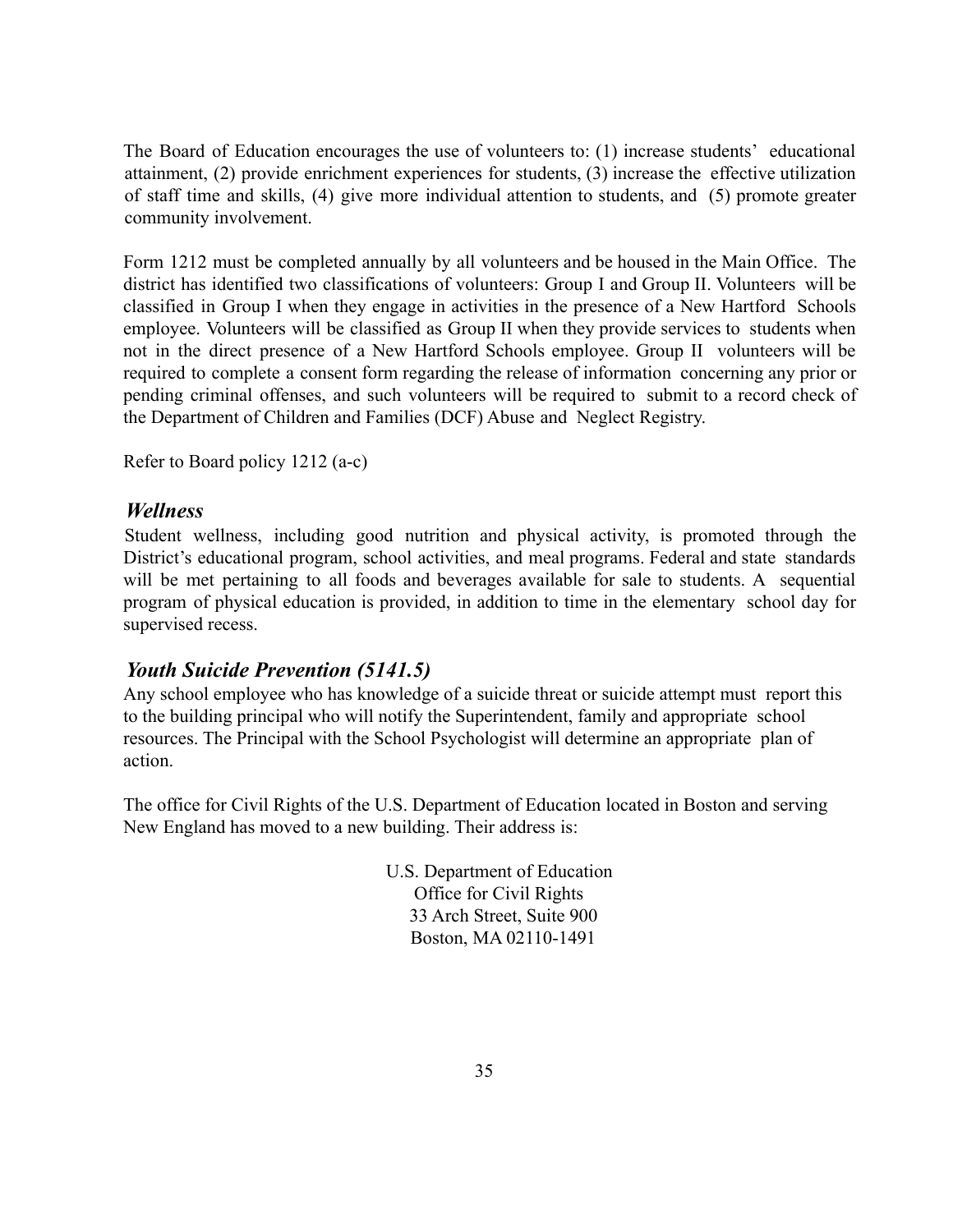The Board of Education encourages the use of volunteers to: (1) increase students' educational attainment, (2) provide enrichment experiences for students, (3) increase the effective utilization of staff time and skills, (4) give more individual attention to students, and (5) promote greater community involvement.

Form 1212 must be completed annually by all volunteers and be housed in the Main Office. The district has identified two classifications of volunteers: Group I and Group II. Volunteers will be classified in Group I when they engage in activities in the presence of a New Hartford Schools employee. Volunteers will be classified as Group II when they provide services to students when not in the direct presence of a New Hartford Schools employee. Group II volunteers will be required to complete a consent form regarding the release of information concerning any prior or pending criminal offenses, and such volunteers will be required to submit to a record check of the Department of Children and Families (DCF) Abuse and Neglect Registry.

Refer to Board policy 1212 (a-c)

### *Wellness*

Student wellness, including good nutrition and physical activity, is promoted through the District's educational program, school activities, and meal programs. Federal and state standards will be met pertaining to all foods and beverages available for sale to students. A sequential program of physical education is provided, in addition to time in the elementary school day for supervised recess.

### *Youth Suicide Prevention (5141.5)*

Any school employee who has knowledge of a suicide threat or suicide attempt must report this to the building principal who will notify the Superintendent, family and appropriate school resources. The Principal with the School Psychologist will determine an appropriate plan of action.

The office for Civil Rights of the U.S. Department of Education located in Boston and serving New England has moved to a new building. Their address is:

U.S. Department of Education
Office for Civil Rights
33 Arch Street, Suite 900
Boston, MA 02110-1491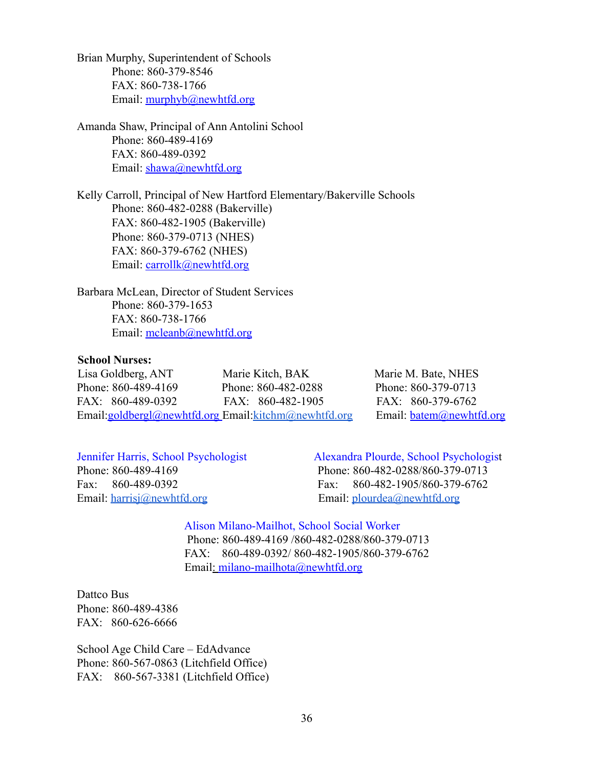Brian Murphy, Superintendent of Schools
Phone: 860-379-8546
FAX: 860-738-1766
Email: murphyb@newhtfd.org

Amanda Shaw, Principal of Ann Antolini School
Phone: 860-489-4169
FAX: 860-489-0392
Email: shawa@newhtfd.org

Kelly Carroll, Principal of New Hartford Elementary/Bakerville Schools
Phone: 860-482-0288 (Bakerville)
FAX: 860-482-1905 (Bakerville)
Phone: 860-379-0713 (NHES)
FAX: 860-379-6762 (NHES)
Email: carrollk@newhtfd.org

Barbara McLean, Director of Student Services
Phone: 860-379-1653
FAX: 860-738-1766
Email: mcleanb@newhtfd.org

**School Nurses:**

| | | |
|---|---|---|
| Lisa Goldberg, ANT | Marie Kitch, BAK | Marie M. Bate, NHES |
| Phone: 860-489-4169 | Phone: 860-482-0288 | Phone: 860-379-0713 |
| FAX: 860-489-0392 | FAX: 860-482-1905 | FAX: 860-379-6762 |
| Email:goldbergl@newhtfd.org | Email:kitchm@newhtfd.org | Email: batem@newhtfd.org |

Jennifer Harris, School Psychologist
Phone: 860-489-4169
Fax: 860-489-0392
Email: harrisj@newhtfd.org

Alexandra Plourde, School Psychologist
Phone: 860-482-0288/860-379-0713
Fax: 860-482-1905/860-379-6762
Email: plourdea@newhtfd.org

Alison Milano-Mailhot, School Social Worker
Phone: 860-489-4169 /860-482-0288/860-379-0713
FAX: 860-489-0392/ 860-482-1905/860-379-6762
Email: milano-mailhota@newhtfd.org

Dattco Bus
Phone: 860-489-4386
FAX: 860-626-6666

School Age Child Care – EdAdvance
Phone: 860-567-0863 (Litchfield Office)
FAX: 860-567-3381 (Litchfield Office)